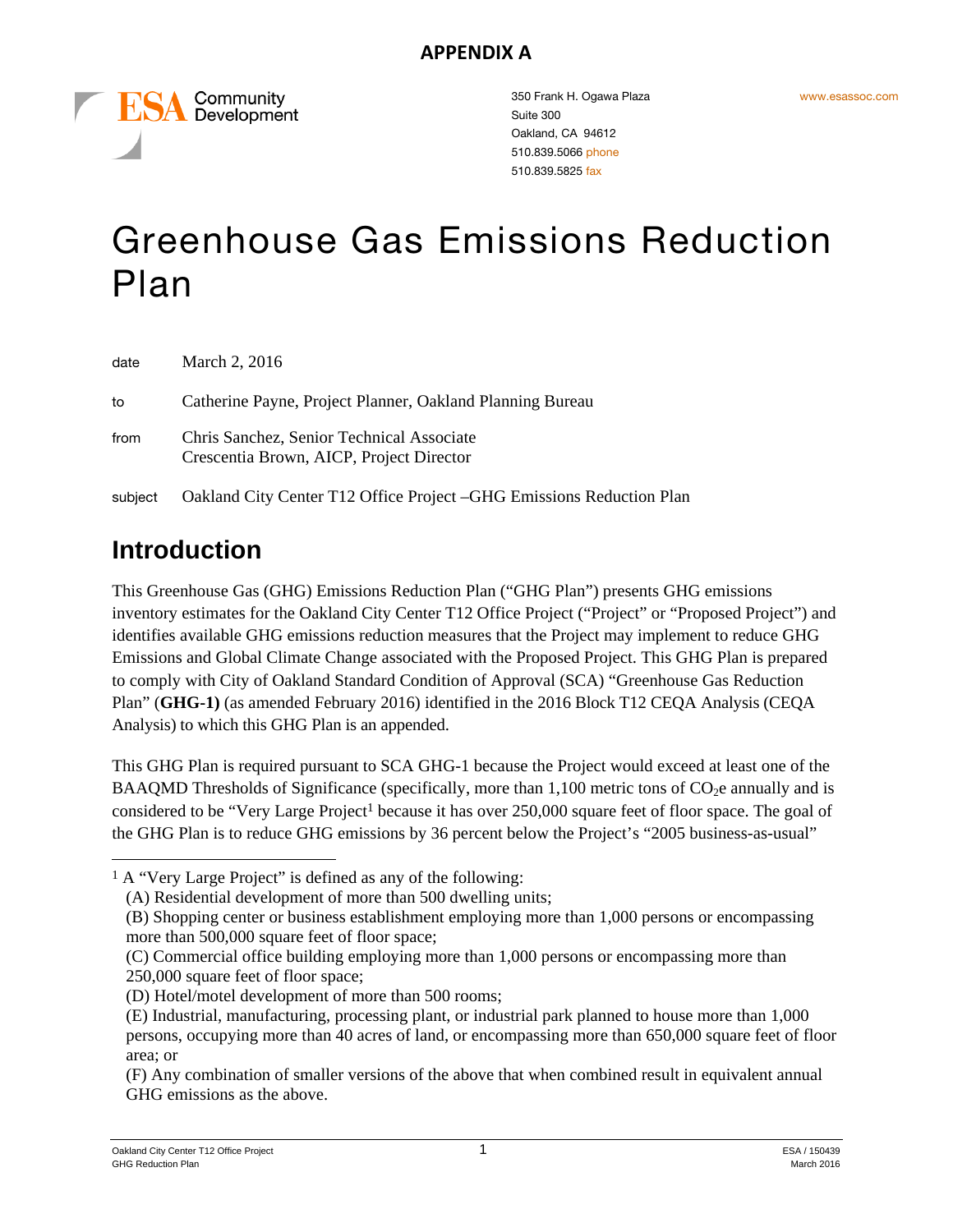**APPENDIX A**

ESA Community Development

350 Frank H. Ogawa Plaza
Suite 300
Oakland, CA 94612
510.839.5066 phone
510.839.5825 fax

www.esassoc.com

# Greenhouse Gas Emissions Reduction Plan

| | |
|---|---|
| date | March 2, 2016 |
| to | Catherine Payne, Project Planner, Oakland Planning Bureau |
| from | Chris Sanchez, Senior Technical Associate<br>Crescentia Brown, AICP, Project Director |
| subject | Oakland City Center T12 Office Project –GHG Emissions Reduction Plan |

## Introduction

This Greenhouse Gas (GHG) Emissions Reduction Plan ("GHG Plan") presents GHG emissions inventory estimates for the Oakland City Center T12 Office Project ("Project" or "Proposed Project") and identifies available GHG emissions reduction measures that the Project may implement to reduce GHG Emissions and Global Climate Change associated with the Proposed Project. This GHG Plan is prepared to comply with City of Oakland Standard Condition of Approval (SCA) "Greenhouse Gas Reduction Plan" (**GHG-1)** (as amended February 2016) identified in the 2016 Block T12 CEQA Analysis (CEQA Analysis) to which this GHG Plan is an appended.

This GHG Plan is required pursuant to SCA GHG-1 because the Project would exceed at least one of the BAAQMD Thresholds of Significance (specifically, more than 1,100 metric tons of $CO_2e$ annually and is considered to be "Very Large Project[1] because it has over 250,000 square feet of floor space. The goal of the GHG Plan is to reduce GHG emissions by 36 percent below the Project's "2005 business-as-usual"

---

[1] A "Very Large Project" is defined as any of the following:
(A) Residential development of more than 500 dwelling units;
(B) Shopping center or business establishment employing more than 1,000 persons or encompassing more than 500,000 square feet of floor space;
(C) Commercial office building employing more than 1,000 persons or encompassing more than 250,000 square feet of floor space;
(D) Hotel/motel development of more than 500 rooms;
(E) Industrial, manufacturing, processing plant, or industrial park planned to house more than 1,000 persons, occupying more than 40 acres of land, or encompassing more than 650,000 square feet of floor area; or
(F) Any combination of smaller versions of the above that when combined result in equivalent annual GHG emissions as the above.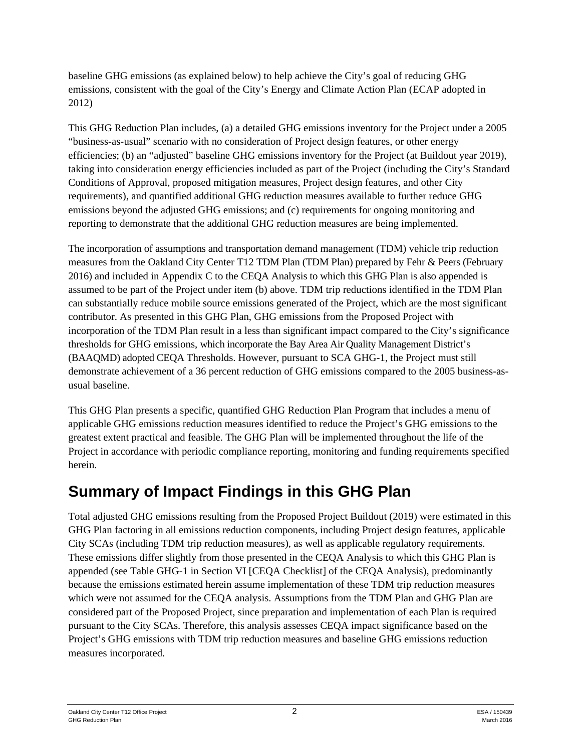baseline GHG emissions (as explained below) to help achieve the City's goal of reducing GHG emissions, consistent with the goal of the City's Energy and Climate Action Plan (ECAP adopted in 2012)

This GHG Reduction Plan includes, (a) a detailed GHG emissions inventory for the Project under a 2005 "business-as-usual" scenario with no consideration of Project design features, or other energy efficiencies; (b) an "adjusted" baseline GHG emissions inventory for the Project (at Buildout year 2019), taking into consideration energy efficiencies included as part of the Project (including the City's Standard Conditions of Approval, proposed mitigation measures, Project design features, and other City requirements), and quantified additional GHG reduction measures available to further reduce GHG emissions beyond the adjusted GHG emissions; and (c) requirements for ongoing monitoring and reporting to demonstrate that the additional GHG reduction measures are being implemented.

The incorporation of assumptions and transportation demand management (TDM) vehicle trip reduction measures from the Oakland City Center T12 TDM Plan (TDM Plan) prepared by Fehr & Peers (February 2016) and included in Appendix C to the CEQA Analysis to which this GHG Plan is also appended is assumed to be part of the Project under item (b) above. TDM trip reductions identified in the TDM Plan can substantially reduce mobile source emissions generated of the Project, which are the most significant contributor. As presented in this GHG Plan, GHG emissions from the Proposed Project with incorporation of the TDM Plan result in a less than significant impact compared to the City's significance thresholds for GHG emissions, which incorporate the Bay Area Air Quality Management District's (BAAQMD) adopted CEQA Thresholds. However, pursuant to SCA GHG-1, the Project must still demonstrate achievement of a 36 percent reduction of GHG emissions compared to the 2005 business-as-usual baseline.

This GHG Plan presents a specific, quantified GHG Reduction Plan Program that includes a menu of applicable GHG emissions reduction measures identified to reduce the Project's GHG emissions to the greatest extent practical and feasible. The GHG Plan will be implemented throughout the life of the Project in accordance with periodic compliance reporting, monitoring and funding requirements specified herein.

## Summary of Impact Findings in this GHG Plan

Total adjusted GHG emissions resulting from the Proposed Project Buildout (2019) were estimated in this GHG Plan factoring in all emissions reduction components, including Project design features, applicable City SCAs (including TDM trip reduction measures), as well as applicable regulatory requirements. These emissions differ slightly from those presented in the CEQA Analysis to which this GHG Plan is appended (see Table GHG-1 in Section VI [CEQA Checklist] of the CEQA Analysis), predominantly because the emissions estimated herein assume implementation of these TDM trip reduction measures which were not assumed for the CEQA analysis. Assumptions from the TDM Plan and GHG Plan are considered part of the Proposed Project, since preparation and implementation of each Plan is required pursuant to the City SCAs. Therefore, this analysis assesses CEQA impact significance based on the Project's GHG emissions with TDM trip reduction measures and baseline GHG emissions reduction measures incorporated.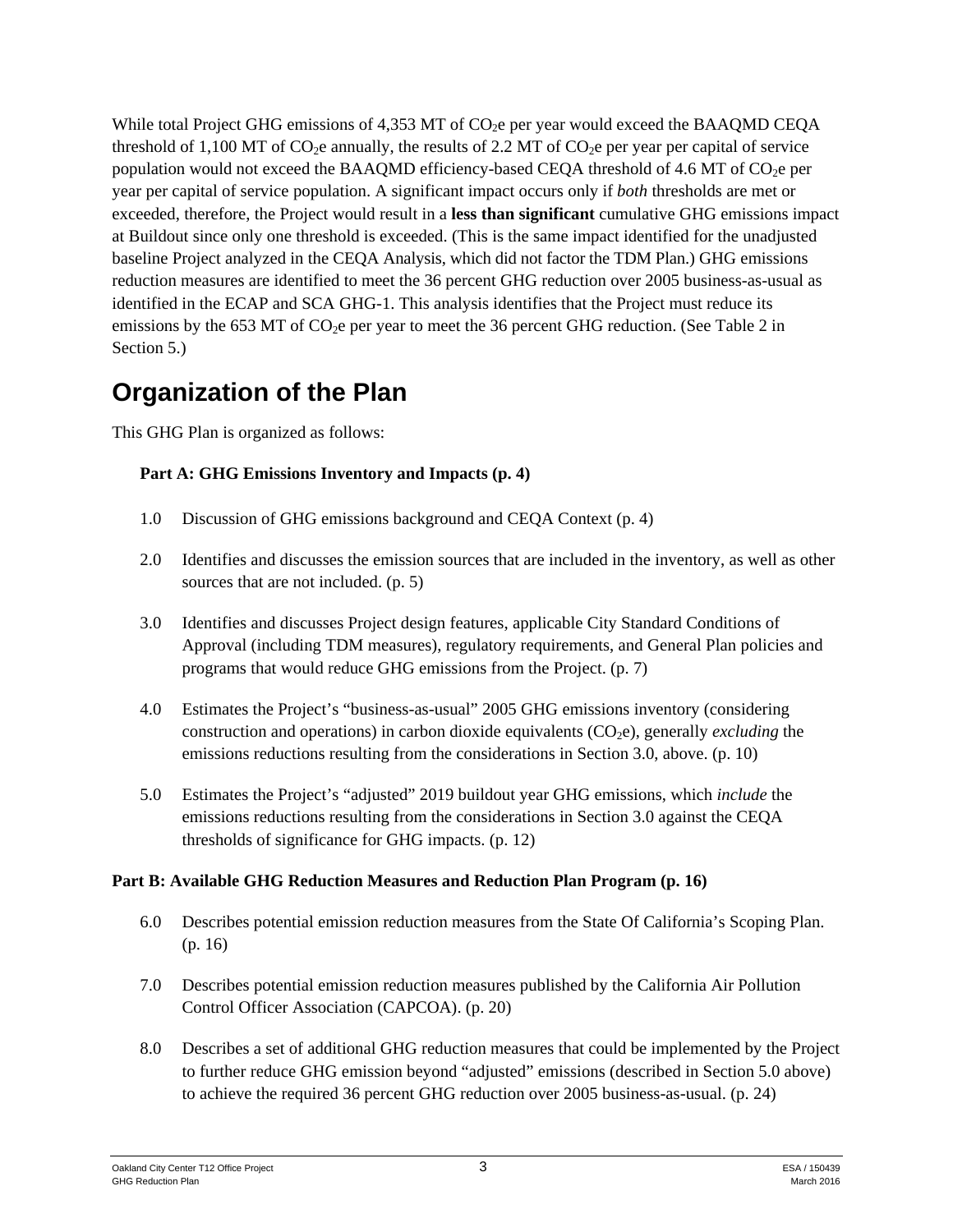While total Project GHG emissions of 4,353 MT of $CO_2$e per year would exceed the BAAQMD CEQA threshold of 1,100 MT of $CO_2$e annually, the results of 2.2 MT of $CO_2$e per year per capital of service population would not exceed the BAAQMD efficiency-based CEQA threshold of 4.6 MT of $CO_2$e per year per capital of service population. A significant impact occurs only if *both* thresholds are met or exceeded, therefore, the Project would result in a **less than significant** cumulative GHG emissions impact at Buildout since only one threshold is exceeded. (This is the same impact identified for the unadjusted baseline Project analyzed in the CEQA Analysis, which did not factor the TDM Plan.) GHG emissions reduction measures are identified to meet the 36 percent GHG reduction over 2005 business-as-usual as identified in the ECAP and SCA GHG-1. This analysis identifies that the Project must reduce its emissions by the 653 MT of $CO_2$e per year to meet the 36 percent GHG reduction. (See Table 2 in Section 5.)

## Organization of the Plan

This GHG Plan is organized as follows:

**Part A: GHG Emissions Inventory and Impacts (p. 4)**

1.0 Discussion of GHG emissions background and CEQA Context (p. 4)

2.0 Identifies and discusses the emission sources that are included in the inventory, as well as other sources that are not included. (p. 5)

3.0 Identifies and discusses Project design features, applicable City Standard Conditions of Approval (including TDM measures), regulatory requirements, and General Plan policies and programs that would reduce GHG emissions from the Project. (p. 7)

4.0 Estimates the Project's "business-as-usual" 2005 GHG emissions inventory (considering construction and operations) in carbon dioxide equivalents ($CO_2$e), generally *excluding* the emissions reductions resulting from the considerations in Section 3.0, above. (p. 10)

5.0 Estimates the Project's "adjusted" 2019 buildout year GHG emissions, which *include* the emissions reductions resulting from the considerations in Section 3.0 against the CEQA thresholds of significance for GHG impacts. (p. 12)

**Part B: Available GHG Reduction Measures and Reduction Plan Program (p. 16)**

6.0 Describes potential emission reduction measures from the State Of California's Scoping Plan. (p. 16)

7.0 Describes potential emission reduction measures published by the California Air Pollution Control Officer Association (CAPCOA). (p. 20)

8.0 Describes a set of additional GHG reduction measures that could be implemented by the Project to further reduce GHG emission beyond "adjusted" emissions (described in Section 5.0 above) to achieve the required 36 percent GHG reduction over 2005 business-as-usual. (p. 24)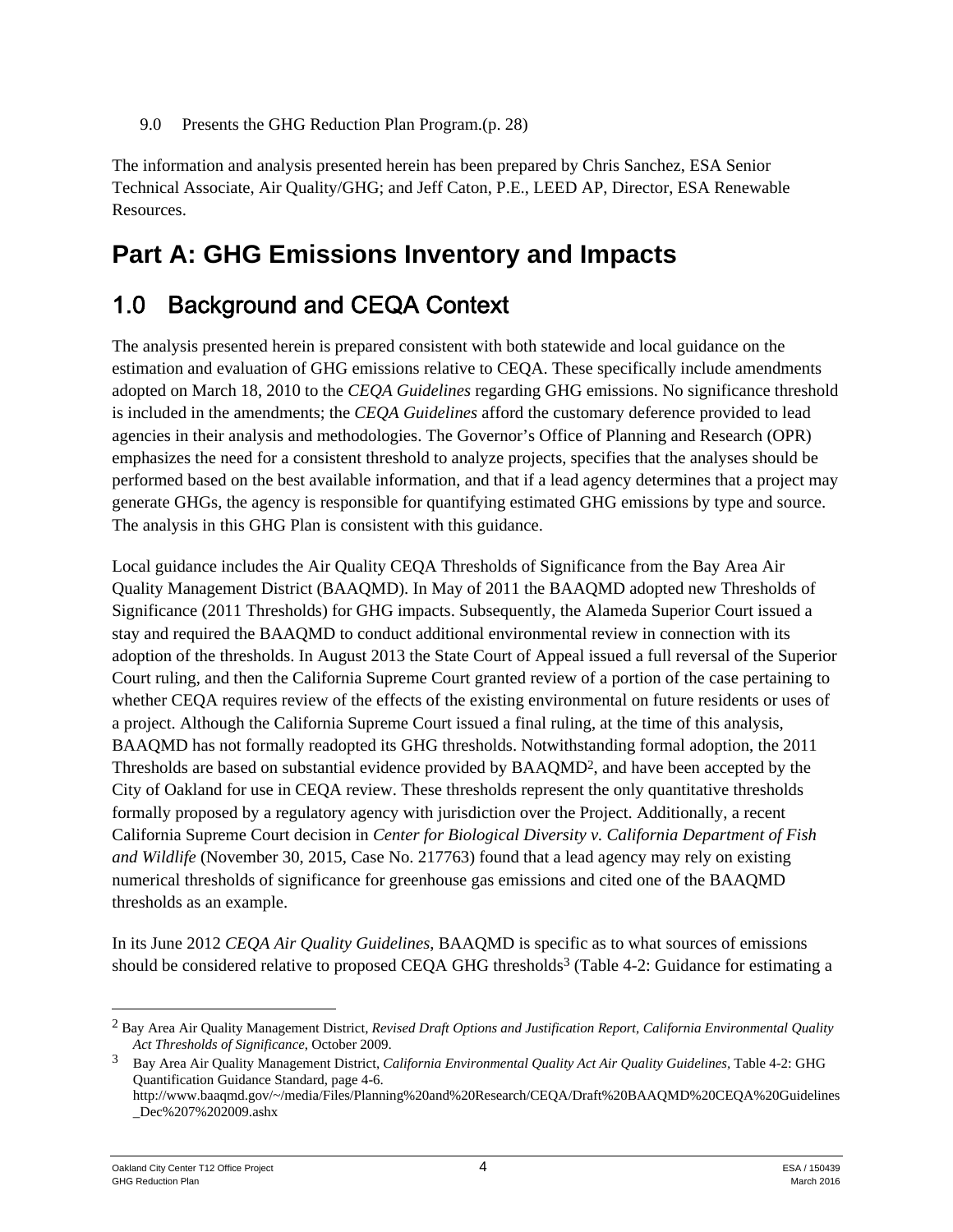9.0 Presents the GHG Reduction Plan Program.(p. 28)

The information and analysis presented herein has been prepared by Chris Sanchez, ESA Senior Technical Associate, Air Quality/GHG; and Jeff Caton, P.E., LEED AP, Director, ESA Renewable Resources.

# Part A: GHG Emissions Inventory and Impacts

## 1.0 Background and CEQA Context

The analysis presented herein is prepared consistent with both statewide and local guidance on the estimation and evaluation of GHG emissions relative to CEQA. These specifically include amendments adopted on March 18, 2010 to the *CEQA Guidelines* regarding GHG emissions. No significance threshold is included in the amendments; the *CEQA Guidelines* afford the customary deference provided to lead agencies in their analysis and methodologies. The Governor's Office of Planning and Research (OPR) emphasizes the need for a consistent threshold to analyze projects, specifies that the analyses should be performed based on the best available information, and that if a lead agency determines that a project may generate GHGs, the agency is responsible for quantifying estimated GHG emissions by type and source. The analysis in this GHG Plan is consistent with this guidance.

Local guidance includes the Air Quality CEQA Thresholds of Significance from the Bay Area Air Quality Management District (BAAQMD). In May of 2011 the BAAQMD adopted new Thresholds of Significance (2011 Thresholds) for GHG impacts. Subsequently, the Alameda Superior Court issued a stay and required the BAAQMD to conduct additional environmental review in connection with its adoption of the thresholds. In August 2013 the State Court of Appeal issued a full reversal of the Superior Court ruling, and then the California Supreme Court granted review of a portion of the case pertaining to whether CEQA requires review of the effects of the existing environmental on future residents or uses of a project. Although the California Supreme Court issued a final ruling, at the time of this analysis, BAAQMD has not formally readopted its GHG thresholds. Notwithstanding formal adoption, the 2011 Thresholds are based on substantial evidence provided by BAAQMD[2], and have been accepted by the City of Oakland for use in CEQA review. These thresholds represent the only quantitative thresholds formally proposed by a regulatory agency with jurisdiction over the Project. Additionally, a recent California Supreme Court decision in *Center for Biological Diversity v. California Department of Fish and Wildlife* (November 30, 2015, Case No. 217763) found that a lead agency may rely on existing numerical thresholds of significance for greenhouse gas emissions and cited one of the BAAQMD thresholds as an example.

In its June 2012 *CEQA Air Quality Guidelines*, BAAQMD is specific as to what sources of emissions should be considered relative to proposed CEQA GHG thresholds[3] (Table 4-2: Guidance for estimating a

---

[2] Bay Area Air Quality Management District, *Revised Draft Options and Justification Report, California Environmental Quality Act Thresholds of Significance*, October 2009.

[3] Bay Area Air Quality Management District, *California Environmental Quality Act Air Quality Guidelines*, Table 4-2: GHG Quantification Guidance Standard, page 4-6. http://www.baaqmd.gov/~/media/Files/Planning%20and%20Research/CEQA/Draft%20BAAQMD%20CEQA%20Guidelines_Dec%207%202009.ashx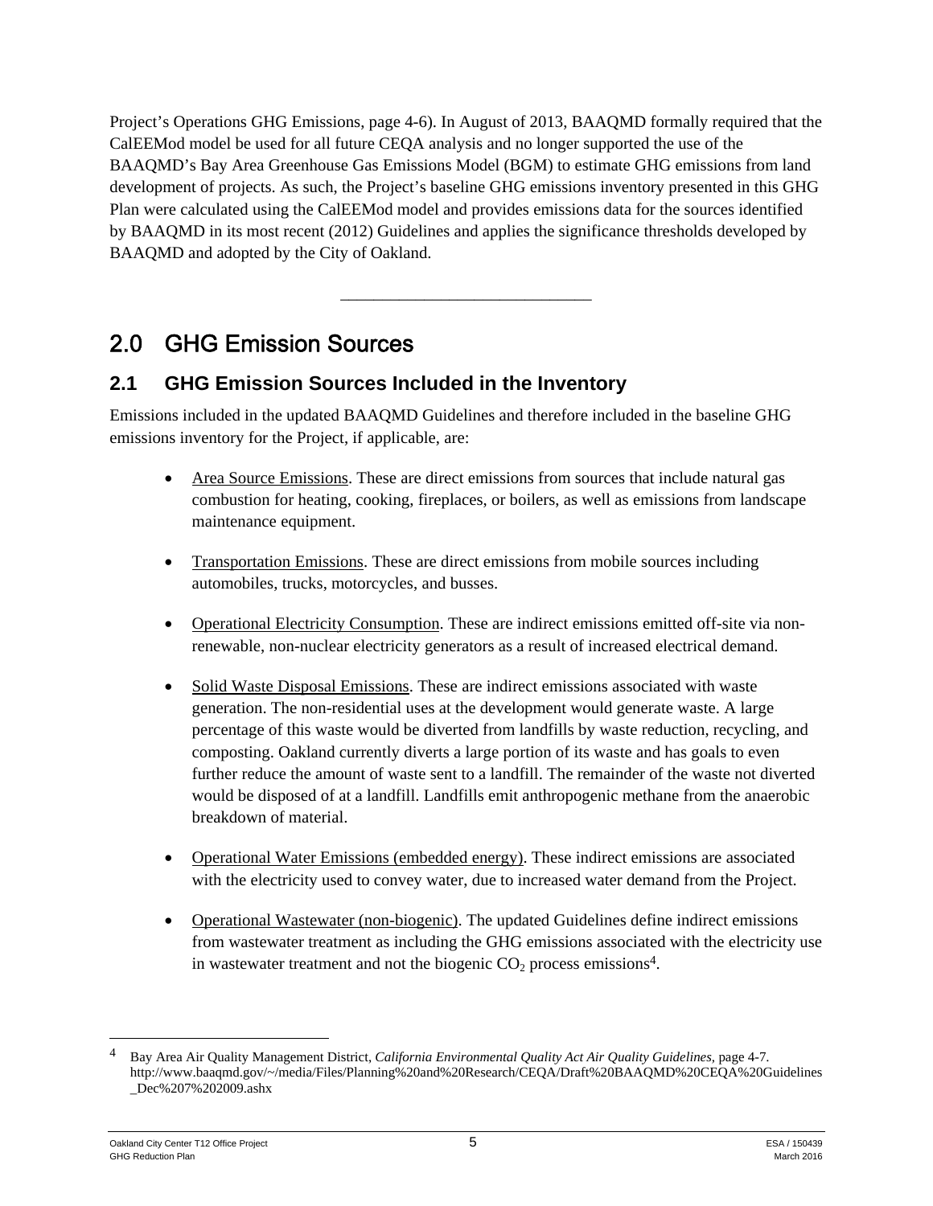Project's Operations GHG Emissions, page 4-6). In August of 2013, BAAQMD formally required that the CalEEMod model be used for all future CEQA analysis and no longer supported the use of the BAAQMD's Bay Area Greenhouse Gas Emissions Model (BGM) to estimate GHG emissions from land development of projects. As such, the Project's baseline GHG emissions inventory presented in this GHG Plan were calculated using the CalEEMod model and provides emissions data for the sources identified by BAAQMD in its most recent (2012) Guidelines and applies the significance thresholds developed by BAAQMD and adopted by the City of Oakland.

---

# 2.0 GHG Emission Sources

## 2.1 GHG Emission Sources Included in the Inventory

Emissions included in the updated BAAQMD Guidelines and therefore included in the baseline GHG emissions inventory for the Project, if applicable, are:

- Area Source Emissions. These are direct emissions from sources that include natural gas combustion for heating, cooking, fireplaces, or boilers, as well as emissions from landscape maintenance equipment.
- Transportation Emissions. These are direct emissions from mobile sources including automobiles, trucks, motorcycles, and busses.
- Operational Electricity Consumption. These are indirect emissions emitted off-site via non-renewable, non-nuclear electricity generators as a result of increased electrical demand.
- Solid Waste Disposal Emissions. These are indirect emissions associated with waste generation. The non-residential uses at the development would generate waste. A large percentage of this waste would be diverted from landfills by waste reduction, recycling, and composting. Oakland currently diverts a large portion of its waste and has goals to even further reduce the amount of waste sent to a landfill. The remainder of the waste not diverted would be disposed of at a landfill. Landfills emit anthropogenic methane from the anaerobic breakdown of material.
- Operational Water Emissions (embedded energy). These indirect emissions are associated with the electricity used to convey water, due to increased water demand from the Project.
- Operational Wastewater (non-biogenic). The updated Guidelines define indirect emissions from wastewater treatment as including the GHG emissions associated with the electricity use in wastewater treatment and not the biogenic $CO_2$ process emissions[4].

---

[4] Bay Area Air Quality Management District, *California Environmental Quality Act Air Quality Guidelines*, page 4-7. http://www.baaqmd.gov/~/media/Files/Planning%20and%20Research/CEQA/Draft%20BAAQMD%20CEQA%20Guidelines_Dec%207%202009.ashx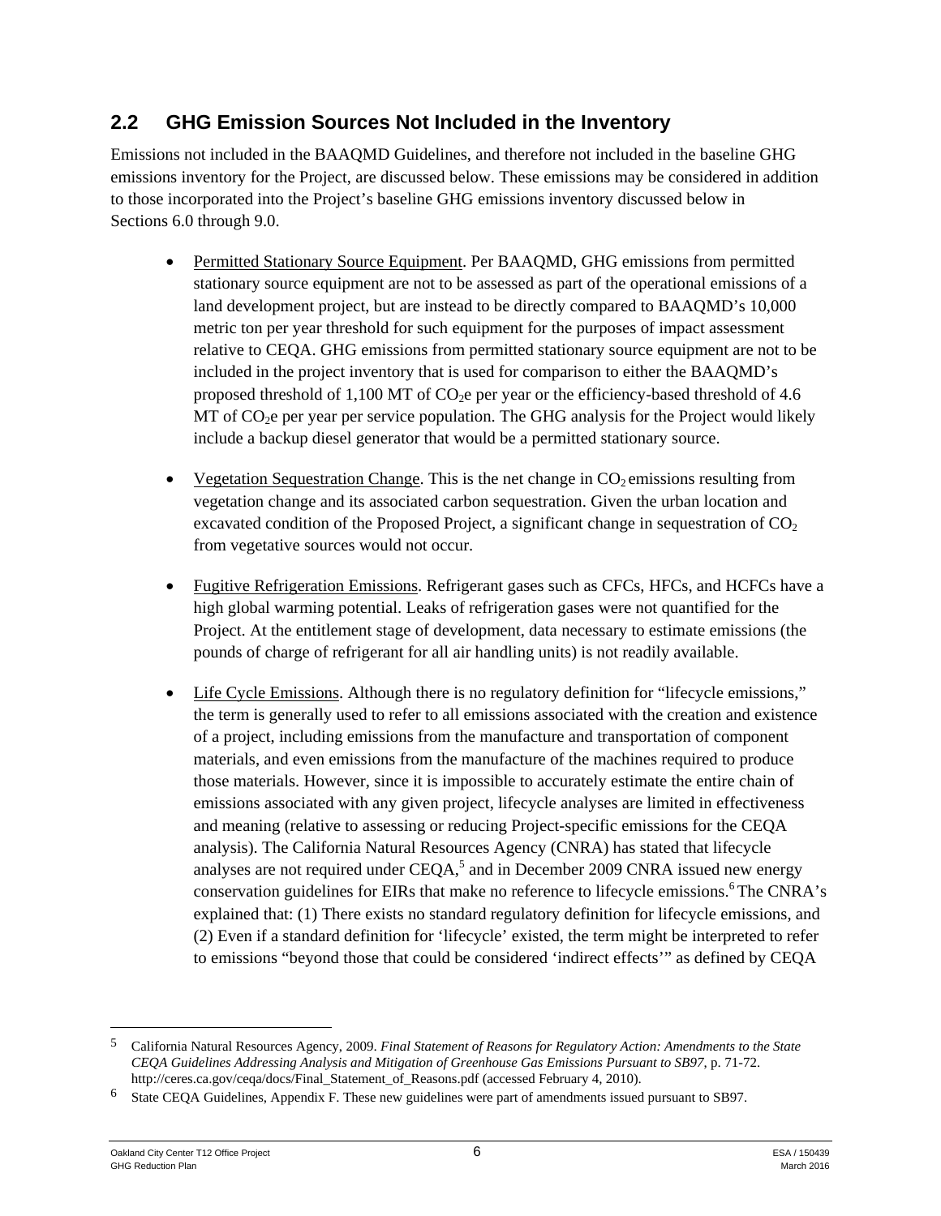## 2.2 GHG Emission Sources Not Included in the Inventory

Emissions not included in the BAAQMD Guidelines, and therefore not included in the baseline GHG emissions inventory for the Project, are discussed below. These emissions may be considered in addition to those incorporated into the Project's baseline GHG emissions inventory discussed below in Sections 6.0 through 9.0.

- Permitted Stationary Source Equipment. Per BAAQMD, GHG emissions from permitted stationary source equipment are not to be assessed as part of the operational emissions of a land development project, but are instead to be directly compared to BAAQMD's 10,000 metric ton per year threshold for such equipment for the purposes of impact assessment relative to CEQA. GHG emissions from permitted stationary source equipment are not to be included in the project inventory that is used for comparison to either the BAAQMD's proposed threshold of 1,100 MT of $CO_2$e per year or the efficiency-based threshold of 4.6 MT of $CO_2$e per year per service population. The GHG analysis for the Project would likely include a backup diesel generator that would be a permitted stationary source.

- Vegetation Sequestration Change. This is the net change in $CO_2$ emissions resulting from vegetation change and its associated carbon sequestration. Given the urban location and excavated condition of the Proposed Project, a significant change in sequestration of $CO_2$ from vegetative sources would not occur.

- Fugitive Refrigeration Emissions. Refrigerant gases such as CFCs, HFCs, and HCFCs have a high global warming potential. Leaks of refrigeration gases were not quantified for the Project. At the entitlement stage of development, data necessary to estimate emissions (the pounds of charge of refrigerant for all air handling units) is not readily available.

- Life Cycle Emissions. Although there is no regulatory definition for "lifecycle emissions," the term is generally used to refer to all emissions associated with the creation and existence of a project, including emissions from the manufacture and transportation of component materials, and even emissions from the manufacture of the machines required to produce those materials. However, since it is impossible to accurately estimate the entire chain of emissions associated with any given project, lifecycle analyses are limited in effectiveness and meaning (relative to assessing or reducing Project-specific emissions for the CEQA analysis). The California Natural Resources Agency (CNRA) has stated that lifecycle analyses are not required under CEQA,[5] and in December 2009 CNRA issued new energy conservation guidelines for EIRs that make no reference to lifecycle emissions.[6] The CNRA's explained that: (1) There exists no standard regulatory definition for lifecycle emissions, and (2) Even if a standard definition for 'lifecycle' existed, the term might be interpreted to refer to emissions "beyond those that could be considered 'indirect effects'" as defined by CEQA

---

5 California Natural Resources Agency, 2009. *Final Statement of Reasons for Regulatory Action: Amendments to the State CEQA Guidelines Addressing Analysis and Mitigation of Greenhouse Gas Emissions Pursuant to SB97*, p. 71-72. http://ceres.ca.gov/ceqa/docs/Final_Statement_of_Reasons.pdf (accessed February 4, 2010).

6 State CEQA Guidelines, Appendix F. These new guidelines were part of amendments issued pursuant to SB97.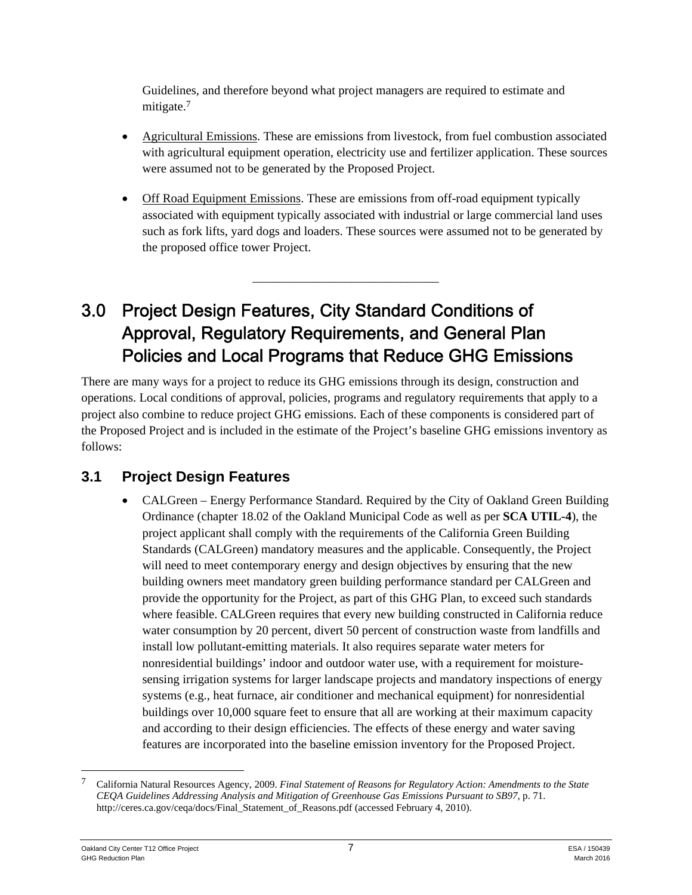Guidelines, and therefore beyond what project managers are required to estimate and mitigate.[7]

- Agricultural Emissions. These are emissions from livestock, from fuel combustion associated with agricultural equipment operation, electricity use and fertilizer application. These sources were assumed not to be generated by the Proposed Project.

- Off Road Equipment Emissions. These are emissions from off-road equipment typically associated with equipment typically associated with industrial or large commercial land uses such as fork lifts, yard dogs and loaders. These sources were assumed not to be generated by the proposed office tower Project.

---

# 3.0 Project Design Features, City Standard Conditions of Approval, Regulatory Requirements, and General Plan Policies and Local Programs that Reduce GHG Emissions

There are many ways for a project to reduce its GHG emissions through its design, construction and operations. Local conditions of approval, policies, programs and regulatory requirements that apply to a project also combine to reduce project GHG emissions. Each of these components is considered part of the Proposed Project and is included in the estimate of the Project's baseline GHG emissions inventory as follows:

## 3.1 Project Design Features

- CALGreen – Energy Performance Standard. Required by the City of Oakland Green Building Ordinance (chapter 18.02 of the Oakland Municipal Code as well as per **SCA UTIL-4**), the project applicant shall comply with the requirements of the California Green Building Standards (CALGreen) mandatory measures and the applicable. Consequently, the Project will need to meet contemporary energy and design objectives by ensuring that the new building owners meet mandatory green building performance standard per CALGreen and provide the opportunity for the Project, as part of this GHG Plan, to exceed such standards where feasible. CALGreen requires that every new building constructed in California reduce water consumption by 20 percent, divert 50 percent of construction waste from landfills and install low pollutant-emitting materials. It also requires separate water meters for nonresidential buildings' indoor and outdoor water use, with a requirement for moisture-sensing irrigation systems for larger landscape projects and mandatory inspections of energy systems (e.g., heat furnace, air conditioner and mechanical equipment) for nonresidential buildings over 10,000 square feet to ensure that all are working at their maximum capacity and according to their design efficiencies. The effects of these energy and water saving features are incorporated into the baseline emission inventory for the Proposed Project.

---

[7] California Natural Resources Agency, 2009. *Final Statement of Reasons for Regulatory Action: Amendments to the State CEQA Guidelines Addressing Analysis and Mitigation of Greenhouse Gas Emissions Pursuant to SB97*, p. 71. http://ceres.ca.gov/ceqa/docs/Final_Statement_of_Reasons.pdf (accessed February 4, 2010).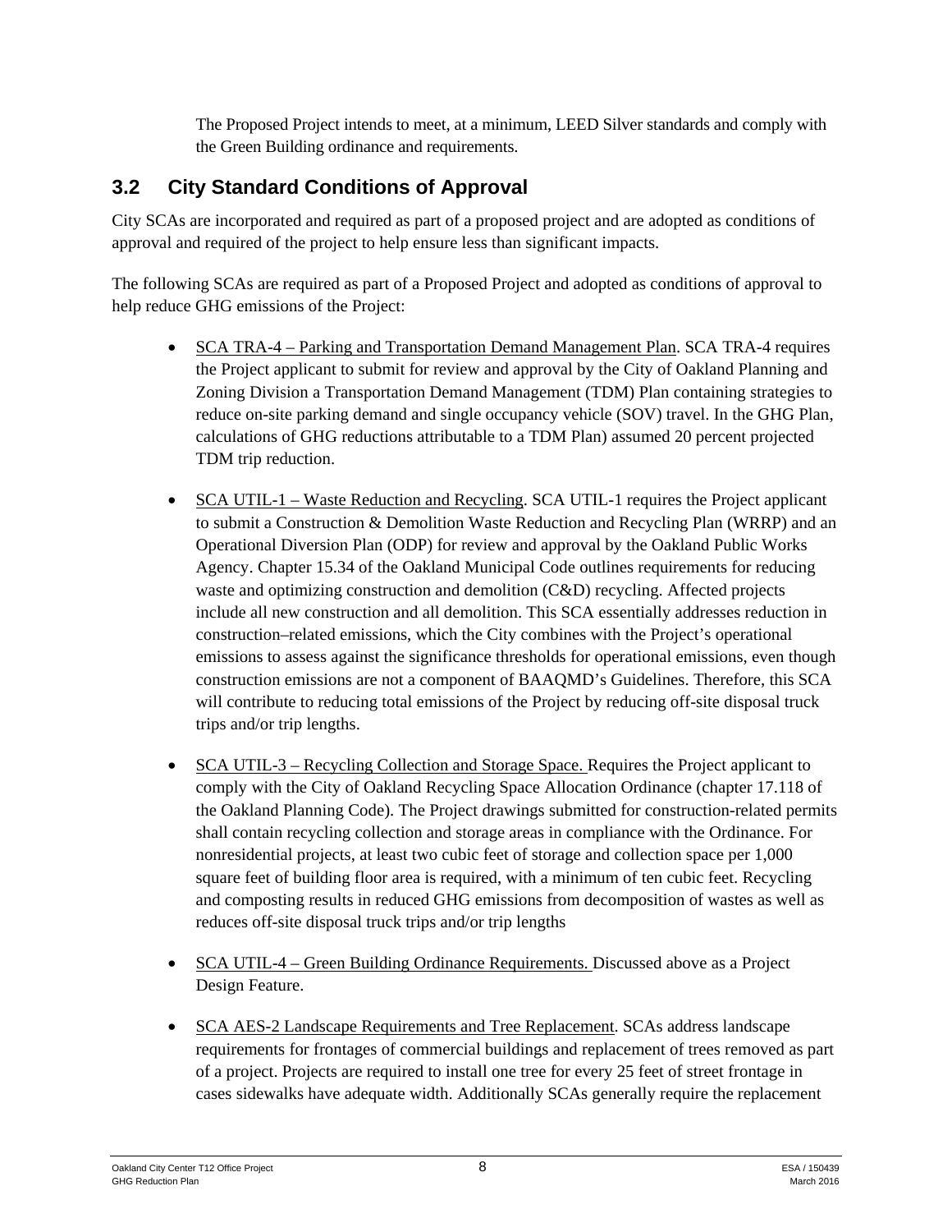The Proposed Project intends to meet, at a minimum, LEED Silver standards and comply with the Green Building ordinance and requirements.

## 3.2 City Standard Conditions of Approval

City SCAs are incorporated and required as part of a proposed project and are adopted as conditions of approval and required of the project to help ensure less than significant impacts.

The following SCAs are required as part of a Proposed Project and adopted as conditions of approval to help reduce GHG emissions of the Project:

- SCA TRA-4 – Parking and Transportation Demand Management Plan. SCA TRA-4 requires the Project applicant to submit for review and approval by the City of Oakland Planning and Zoning Division a Transportation Demand Management (TDM) Plan containing strategies to reduce on-site parking demand and single occupancy vehicle (SOV) travel. In the GHG Plan, calculations of GHG reductions attributable to a TDM Plan) assumed 20 percent projected TDM trip reduction.

- SCA UTIL-1 – Waste Reduction and Recycling. SCA UTIL-1 requires the Project applicant to submit a Construction & Demolition Waste Reduction and Recycling Plan (WRRP) and an Operational Diversion Plan (ODP) for review and approval by the Oakland Public Works Agency. Chapter 15.34 of the Oakland Municipal Code outlines requirements for reducing waste and optimizing construction and demolition (C&D) recycling. Affected projects include all new construction and all demolition. This SCA essentially addresses reduction in construction–related emissions, which the City combines with the Project's operational emissions to assess against the significance thresholds for operational emissions, even though construction emissions are not a component of BAAQMD's Guidelines. Therefore, this SCA will contribute to reducing total emissions of the Project by reducing off-site disposal truck trips and/or trip lengths.

- SCA UTIL-3 – Recycling Collection and Storage Space. Requires the Project applicant to comply with the City of Oakland Recycling Space Allocation Ordinance (chapter 17.118 of the Oakland Planning Code). The Project drawings submitted for construction-related permits shall contain recycling collection and storage areas in compliance with the Ordinance. For nonresidential projects, at least two cubic feet of storage and collection space per 1,000 square feet of building floor area is required, with a minimum of ten cubic feet. Recycling and composting results in reduced GHG emissions from decomposition of wastes as well as reduces off-site disposal truck trips and/or trip lengths

- SCA UTIL-4 – Green Building Ordinance Requirements. Discussed above as a Project Design Feature.

- SCA AES-2 Landscape Requirements and Tree Replacement. SCAs address landscape requirements for frontages of commercial buildings and replacement of trees removed as part of a project. Projects are required to install one tree for every 25 feet of street frontage in cases sidewalks have adequate width. Additionally SCAs generally require the replacement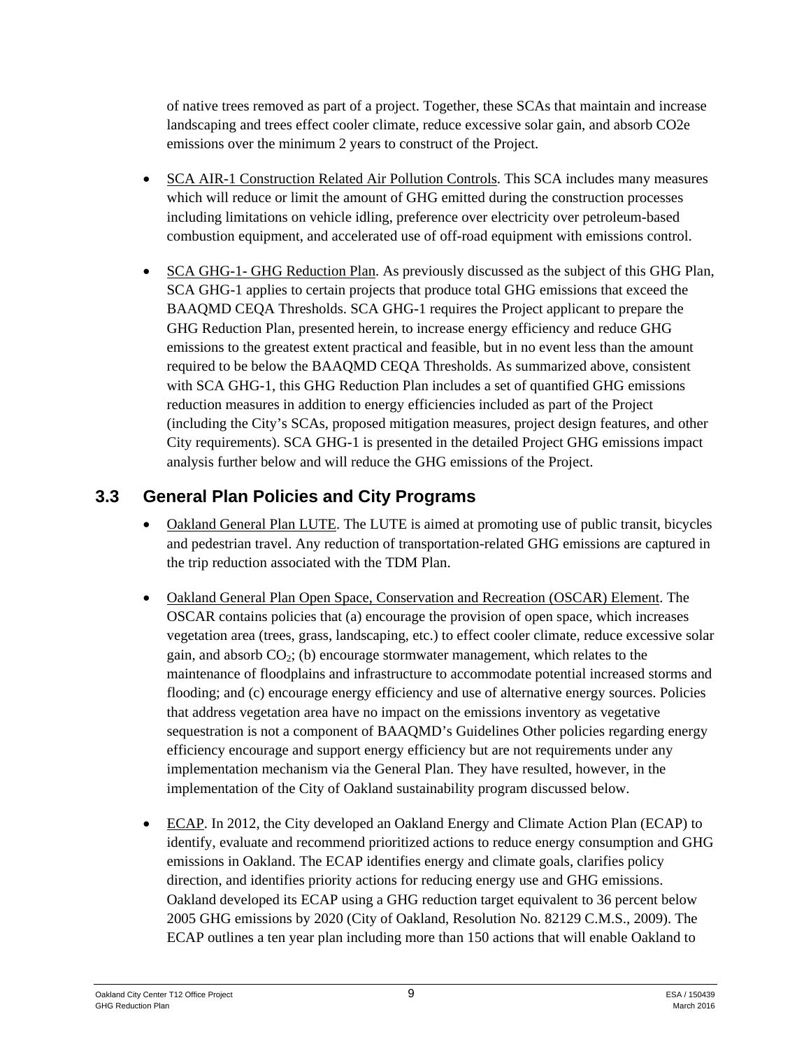of native trees removed as part of a project. Together, these SCAs that maintain and increase landscaping and trees effect cooler climate, reduce excessive solar gain, and absorb CO2e emissions over the minimum 2 years to construct of the Project.

- SCA AIR-1 Construction Related Air Pollution Controls. This SCA includes many measures which will reduce or limit the amount of GHG emitted during the construction processes including limitations on vehicle idling, preference over electricity over petroleum-based combustion equipment, and accelerated use of off-road equipment with emissions control.

- SCA GHG-1- GHG Reduction Plan. As previously discussed as the subject of this GHG Plan, SCA GHG-1 applies to certain projects that produce total GHG emissions that exceed the BAAQMD CEQA Thresholds. SCA GHG-1 requires the Project applicant to prepare the GHG Reduction Plan, presented herein, to increase energy efficiency and reduce GHG emissions to the greatest extent practical and feasible, but in no event less than the amount required to be below the BAAQMD CEQA Thresholds. As summarized above, consistent with SCA GHG-1, this GHG Reduction Plan includes a set of quantified GHG emissions reduction measures in addition to energy efficiencies included as part of the Project (including the City's SCAs, proposed mitigation measures, project design features, and other City requirements). SCA GHG-1 is presented in the detailed Project GHG emissions impact analysis further below and will reduce the GHG emissions of the Project.

## 3.3 General Plan Policies and City Programs

- Oakland General Plan LUTE. The LUTE is aimed at promoting use of public transit, bicycles and pedestrian travel. Any reduction of transportation-related GHG emissions are captured in the trip reduction associated with the TDM Plan.

- Oakland General Plan Open Space, Conservation and Recreation (OSCAR) Element. The OSCAR contains policies that (a) encourage the provision of open space, which increases vegetation area (trees, grass, landscaping, etc.) to effect cooler climate, reduce excessive solar gain, and absorb $CO_2$; (b) encourage stormwater management, which relates to the maintenance of floodplains and infrastructure to accommodate potential increased storms and flooding; and (c) encourage energy efficiency and use of alternative energy sources. Policies that address vegetation area have no impact on the emissions inventory as vegetative sequestration is not a component of BAAQMD's Guidelines Other policies regarding energy efficiency encourage and support energy efficiency but are not requirements under any implementation mechanism via the General Plan. They have resulted, however, in the implementation of the City of Oakland sustainability program discussed below.

- ECAP. In 2012, the City developed an Oakland Energy and Climate Action Plan (ECAP) to identify, evaluate and recommend prioritized actions to reduce energy consumption and GHG emissions in Oakland. The ECAP identifies energy and climate goals, clarifies policy direction, and identifies priority actions for reducing energy use and GHG emissions. Oakland developed its ECAP using a GHG reduction target equivalent to 36 percent below 2005 GHG emissions by 2020 (City of Oakland, Resolution No. 82129 C.M.S., 2009). The ECAP outlines a ten year plan including more than 150 actions that will enable Oakland to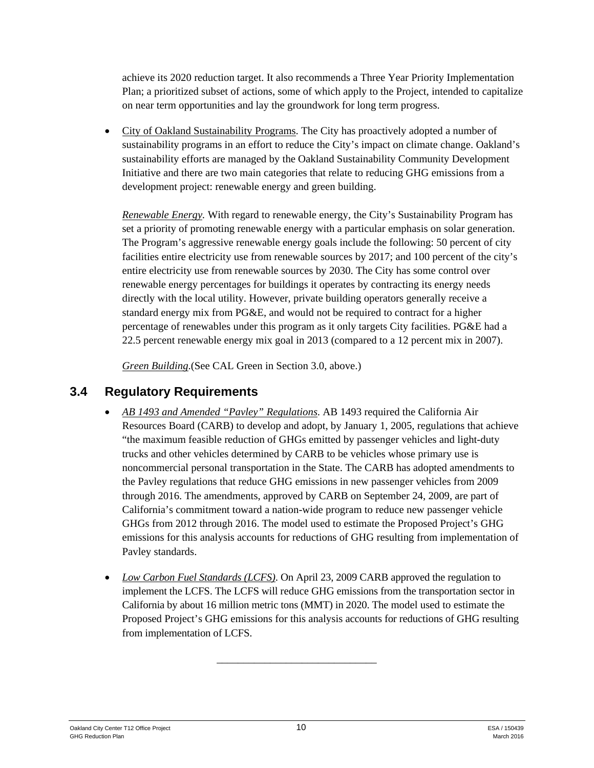achieve its 2020 reduction target. It also recommends a Three Year Priority Implementation Plan; a prioritized subset of actions, some of which apply to the Project, intended to capitalize on near term opportunities and lay the groundwork for long term progress.

- City of Oakland Sustainability Programs. The City has proactively adopted a number of sustainability programs in an effort to reduce the City's impact on climate change. Oakland's sustainability efforts are managed by the Oakland Sustainability Community Development Initiative and there are two main categories that relate to reducing GHG emissions from a development project: renewable energy and green building.

  *Renewable Energy*. With regard to renewable energy, the City's Sustainability Program has set a priority of promoting renewable energy with a particular emphasis on solar generation. The Program's aggressive renewable energy goals include the following: 50 percent of city facilities entire electricity use from renewable sources by 2017; and 100 percent of the city's entire electricity use from renewable sources by 2030. The City has some control over renewable energy percentages for buildings it operates by contracting its energy needs directly with the local utility. However, private building operators generally receive a standard energy mix from PG&E, and would not be required to contract for a higher percentage of renewables under this program as it only targets City facilities. PG&E had a 22.5 percent renewable energy mix goal in 2013 (compared to a 12 percent mix in 2007).

  *Green Building*.(See CAL Green in Section 3.0, above.)

## 3.4 Regulatory Requirements

- *AB 1493 and Amended "Pavley" Regulations*. AB 1493 required the California Air Resources Board (CARB) to develop and adopt, by January 1, 2005, regulations that achieve "the maximum feasible reduction of GHGs emitted by passenger vehicles and light-duty trucks and other vehicles determined by CARB to be vehicles whose primary use is noncommercial personal transportation in the State. The CARB has adopted amendments to the Pavley regulations that reduce GHG emissions in new passenger vehicles from 2009 through 2016. The amendments, approved by CARB on September 24, 2009, are part of California's commitment toward a nation-wide program to reduce new passenger vehicle GHGs from 2012 through 2016. The model used to estimate the Proposed Project's GHG emissions for this analysis accounts for reductions of GHG resulting from implementation of Pavley standards.

- *Low Carbon Fuel Standards (LCFS)*. On April 23, 2009 CARB approved the regulation to implement the LCFS. The LCFS will reduce GHG emissions from the transportation sector in California by about 16 million metric tons (MMT) in 2020. The model used to estimate the Proposed Project's GHG emissions for this analysis accounts for reductions of GHG resulting from implementation of LCFS.

---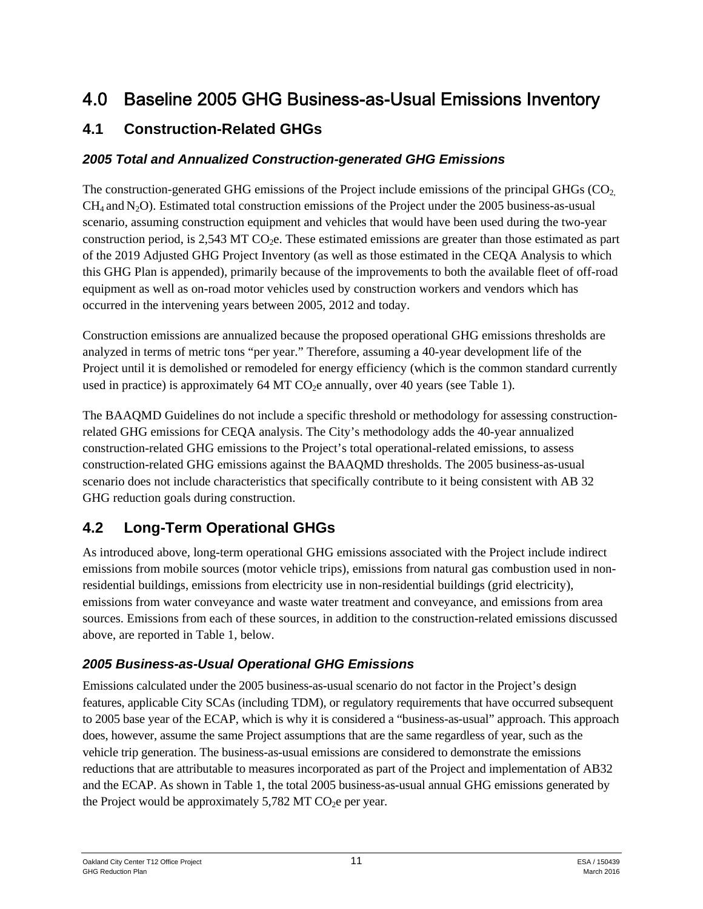# 4.0 Baseline 2005 GHG Business-as-Usual Emissions Inventory

## 4.1 Construction-Related GHGs

### *2005 Total and Annualized Construction-generated GHG Emissions*

The construction-generated GHG emissions of the Project include emissions of the principal GHGs ($CO_2$, $CH_4$ and $N_2O$). Estimated total construction emissions of the Project under the 2005 business-as-usual scenario, assuming construction equipment and vehicles that would have been used during the two-year construction period, is 2,543 MT $CO_2e$. These estimated emissions are greater than those estimated as part of the 2019 Adjusted GHG Project Inventory (as well as those estimated in the CEQA Analysis to which this GHG Plan is appended), primarily because of the improvements to both the available fleet of off-road equipment as well as on-road motor vehicles used by construction workers and vendors which has occurred in the intervening years between 2005, 2012 and today.

Construction emissions are annualized because the proposed operational GHG emissions thresholds are analyzed in terms of metric tons "per year." Therefore, assuming a 40-year development life of the Project until it is demolished or remodeled for energy efficiency (which is the common standard currently used in practice) is approximately 64 MT $CO_2e$ annually, over 40 years (see Table 1).

The BAAQMD Guidelines do not include a specific threshold or methodology for assessing construction-related GHG emissions for CEQA analysis. The City's methodology adds the 40-year annualized construction-related GHG emissions to the Project's total operational-related emissions, to assess construction-related GHG emissions against the BAAQMD thresholds. The 2005 business-as-usual scenario does not include characteristics that specifically contribute to it being consistent with AB 32 GHG reduction goals during construction.

## 4.2 Long-Term Operational GHGs

As introduced above, long-term operational GHG emissions associated with the Project include indirect emissions from mobile sources (motor vehicle trips), emissions from natural gas combustion used in non-residential buildings, emissions from electricity use in non-residential buildings (grid electricity), emissions from water conveyance and waste water treatment and conveyance, and emissions from area sources. Emissions from each of these sources, in addition to the construction-related emissions discussed above, are reported in Table 1, below.

### *2005 Business-as-Usual Operational GHG Emissions*

Emissions calculated under the 2005 business-as-usual scenario do not factor in the Project's design features, applicable City SCAs (including TDM), or regulatory requirements that have occurred subsequent to 2005 base year of the ECAP, which is why it is considered a "business-as-usual" approach. This approach does, however, assume the same Project assumptions that are the same regardless of year, such as the vehicle trip generation. The business-as-usual emissions are considered to demonstrate the emissions reductions that are attributable to measures incorporated as part of the Project and implementation of AB32 and the ECAP. As shown in Table 1, the total 2005 business-as-usual annual GHG emissions generated by the Project would be approximately 5,782 MT $CO_2e$ per year.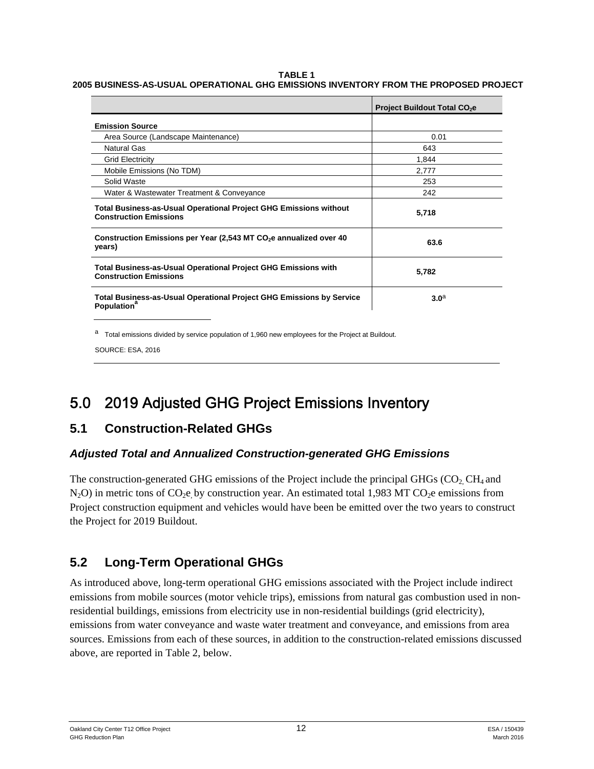**TABLE 1**
**2005 BUSINESS-AS-USUAL OPERATIONAL GHG EMISSIONS INVENTORY FROM THE PROPOSED PROJECT**

| | Project Buildout Total $CO_2e$ |
|---|---|
| **Emission Source** | |
| Area Source (Landscape Maintenance) | 0.01 |
| Natural Gas | 643 |
| Grid Electricity | 1,844 |
| Mobile Emissions (No TDM) | 2,777 |
| Solid Waste | 253 |
| Water & Wastewater Treatment & Conveyance | 242 |
| **Total Business-as-Usual Operational Project GHG Emissions without Construction Emissions** | **5,718** |
| **Construction Emissions per Year (2,543 MT $CO_2e$ annualized over 40 years)** | **63.6** |
| **Total Business-as-Usual Operational Project GHG Emissions with Construction Emissions** | **5,782** |
| **Total Business-as-Usual Operational Project GHG Emissions by Service Population[a]** | **3.0**[a] |

[a] Total emissions divided by service population of 1,960 new employees for the Project at Buildout.

SOURCE: ESA, 2016

# 5.0 2019 Adjusted GHG Project Emissions Inventory

## 5.1 Construction-Related GHGs

### *Adjusted Total and Annualized Construction-generated GHG Emissions*

The construction-generated GHG emissions of the Project include the principal GHGs ($CO_2$, $CH_4$ and $N_2O$) in metric tons of $CO_2e$, by construction year. An estimated total 1,983 MT $CO_2e$ emissions from Project construction equipment and vehicles would have been be emitted over the two years to construct the Project for 2019 Buildout.

## 5.2 Long-Term Operational GHGs

As introduced above, long-term operational GHG emissions associated with the Project include indirect emissions from mobile sources (motor vehicle trips), emissions from natural gas combustion used in non-residential buildings, emissions from electricity use in non-residential buildings (grid electricity), emissions from water conveyance and waste water treatment and conveyance, and emissions from area sources. Emissions from each of these sources, in addition to the construction-related emissions discussed above, are reported in Table 2, below.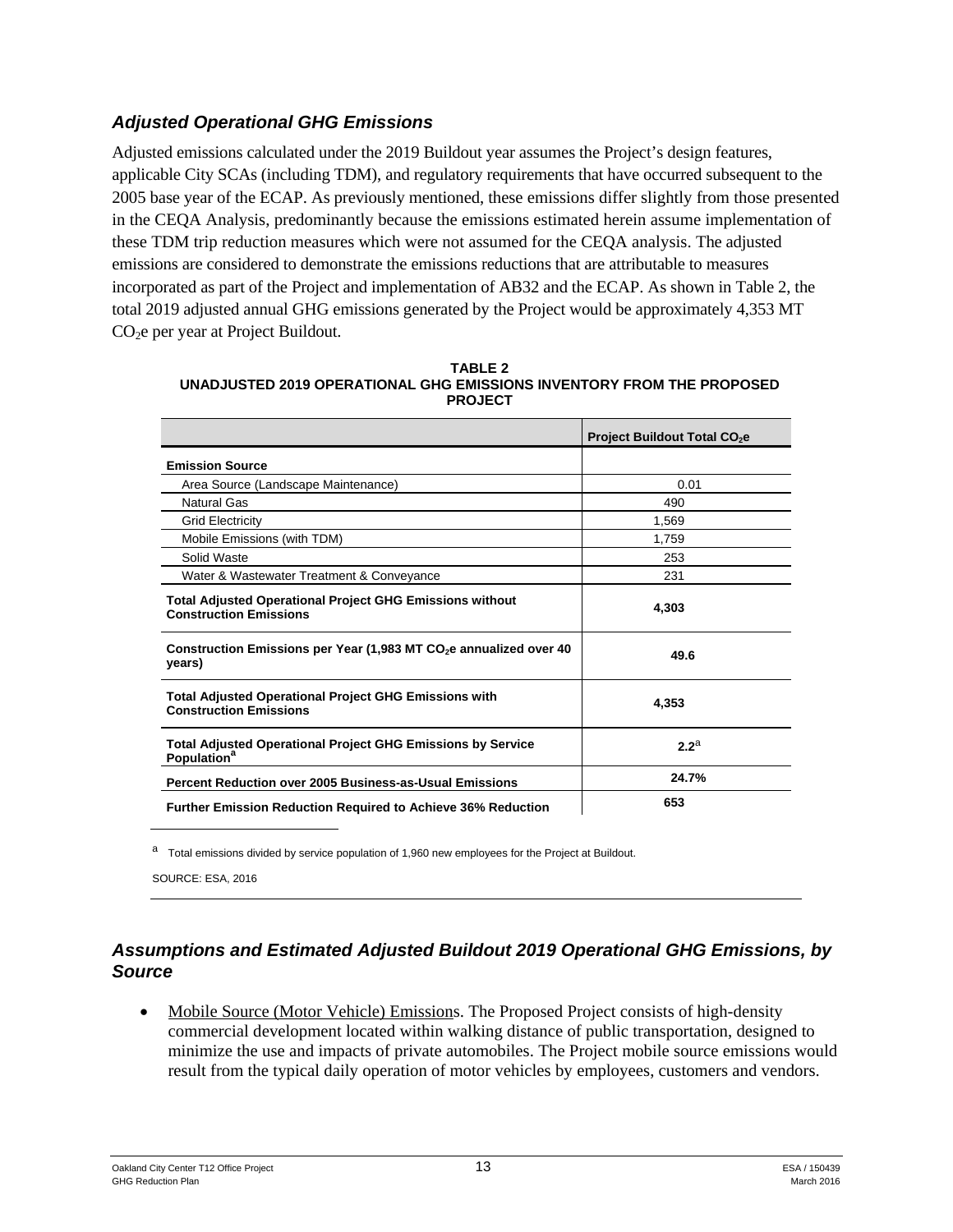### *Adjusted Operational GHG Emissions*

Adjusted emissions calculated under the 2019 Buildout year assumes the Project's design features, applicable City SCAs (including TDM), and regulatory requirements that have occurred subsequent to the 2005 base year of the ECAP. As previously mentioned, these emissions differ slightly from those presented in the CEQA Analysis, predominantly because the emissions estimated herein assume implementation of these TDM trip reduction measures which were not assumed for the CEQA analysis. The adjusted emissions are considered to demonstrate the emissions reductions that are attributable to measures incorporated as part of the Project and implementation of AB32 and the ECAP. As shown in Table 2, the total 2019 adjusted annual GHG emissions generated by the Project would be approximately 4,353 MT $CO_2$e per year at Project Buildout.

**TABLE 2**
**UNADJUSTED 2019 OPERATIONAL GHG EMISSIONS INVENTORY FROM THE PROPOSED PROJECT**

| | **Project Buildout Total $CO_2$e** |
|---|---|
| **Emission Source** | |
| Area Source (Landscape Maintenance) | 0.01 |
| Natural Gas | 490 |
| Grid Electricity | 1,569 |
| Mobile Emissions (with TDM) | 1,759 |
| Solid Waste | 253 |
| Water & Wastewater Treatment & Conveyance | 231 |
| **Total Adjusted Operational Project GHG Emissions without Construction Emissions** | **4,303** |
| **Construction Emissions per Year (1,983 MT $CO_2$e annualized over 40 years)** | **49.6** |
| **Total Adjusted Operational Project GHG Emissions with Construction Emissions** | **4,353** |
| **Total Adjusted Operational Project GHG Emissions by Service Population[a]** | **2.2**[a] |
| **Percent Reduction over 2005 Business-as-Usual Emissions** | **24.7%** |
| **Further Emission Reduction Required to Achieve 36% Reduction** | **653** |

[a] Total emissions divided by service population of 1,960 new employees for the Project at Buildout.

SOURCE: ESA, 2016

### *Assumptions and Estimated Adjusted Buildout 2019 Operational GHG Emissions, by Source*

- Mobile Source (Motor Vehicle) Emissions. The Proposed Project consists of high-density commercial development located within walking distance of public transportation, designed to minimize the use and impacts of private automobiles. The Project mobile source emissions would result from the typical daily operation of motor vehicles by employees, customers and vendors.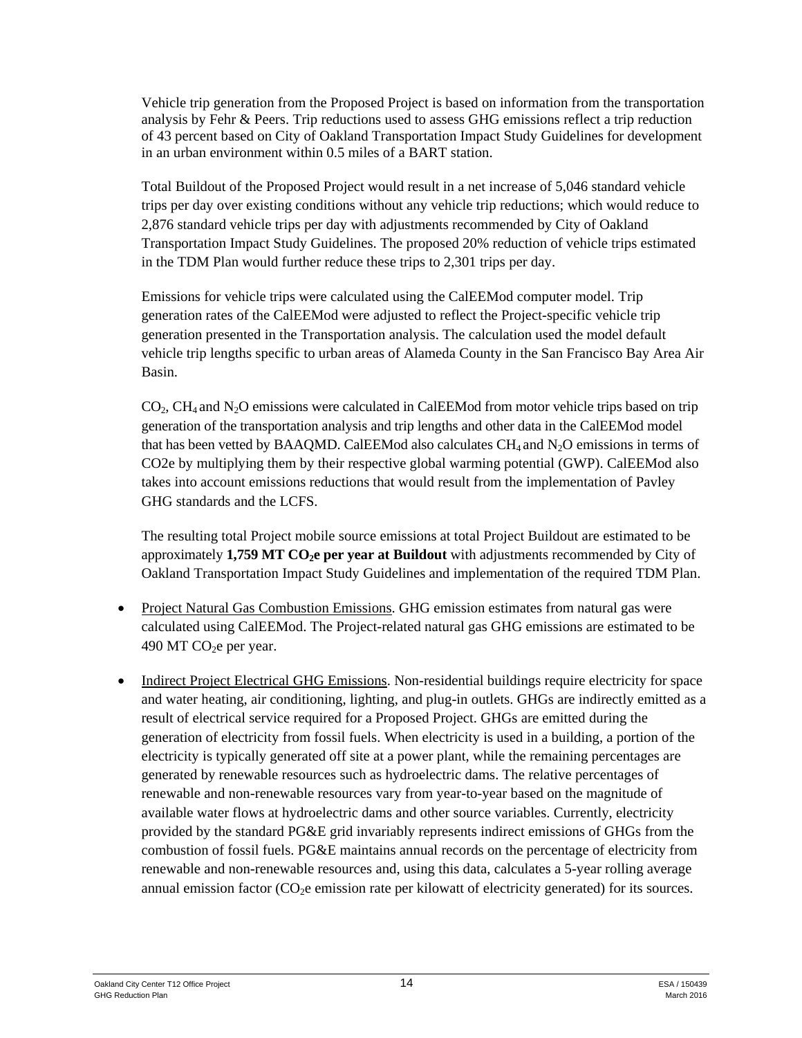Vehicle trip generation from the Proposed Project is based on information from the transportation analysis by Fehr & Peers. Trip reductions used to assess GHG emissions reflect a trip reduction of 43 percent based on City of Oakland Transportation Impact Study Guidelines for development in an urban environment within 0.5 miles of a BART station.

Total Buildout of the Proposed Project would result in a net increase of 5,046 standard vehicle trips per day over existing conditions without any vehicle trip reductions; which would reduce to 2,876 standard vehicle trips per day with adjustments recommended by City of Oakland Transportation Impact Study Guidelines. The proposed 20% reduction of vehicle trips estimated in the TDM Plan would further reduce these trips to 2,301 trips per day.

Emissions for vehicle trips were calculated using the CalEEMod computer model. Trip generation rates of the CalEEMod were adjusted to reflect the Project-specific vehicle trip generation presented in the Transportation analysis. The calculation used the model default vehicle trip lengths specific to urban areas of Alameda County in the San Francisco Bay Area Air Basin.

$CO_2$, $CH_4$ and $N_2O$ emissions were calculated in CalEEMod from motor vehicle trips based on trip generation of the transportation analysis and trip lengths and other data in the CalEEMod model that has been vetted by BAAQMD. CalEEMod also calculates $CH_4$ and $N_2O$ emissions in terms of CO2e by multiplying them by their respective global warming potential (GWP). CalEEMod also takes into account emissions reductions that would result from the implementation of Pavley GHG standards and the LCFS.

The resulting total Project mobile source emissions at total Project Buildout are estimated to be approximately **1,759 MT $CO_2$e per year at Buildout** with adjustments recommended by City of Oakland Transportation Impact Study Guidelines and implementation of the required TDM Plan.

- Project Natural Gas Combustion Emissions. GHG emission estimates from natural gas were calculated using CalEEMod. The Project-related natural gas GHG emissions are estimated to be 490 MT $CO_2$e per year.
- Indirect Project Electrical GHG Emissions. Non-residential buildings require electricity for space and water heating, air conditioning, lighting, and plug-in outlets. GHGs are indirectly emitted as a result of electrical service required for a Proposed Project. GHGs are emitted during the generation of electricity from fossil fuels. When electricity is used in a building, a portion of the electricity is typically generated off site at a power plant, while the remaining percentages are generated by renewable resources such as hydroelectric dams. The relative percentages of renewable and non-renewable resources vary from year-to-year based on the magnitude of available water flows at hydroelectric dams and other source variables. Currently, electricity provided by the standard PG&E grid invariably represents indirect emissions of GHGs from the combustion of fossil fuels. PG&E maintains annual records on the percentage of electricity from renewable and non-renewable resources and, using this data, calculates a 5-year rolling average annual emission factor ($CO_2$e emission rate per kilowatt of electricity generated) for its sources.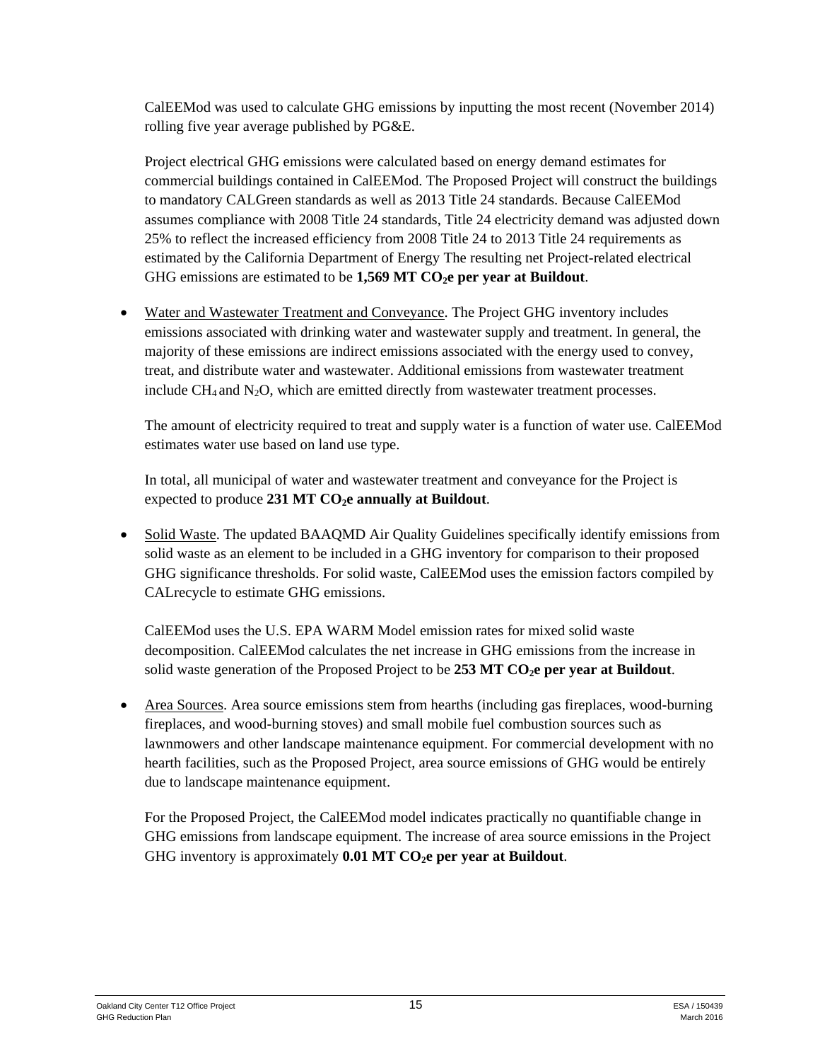CalEEMod was used to calculate GHG emissions by inputting the most recent (November 2014) rolling five year average published by PG&E.

Project electrical GHG emissions were calculated based on energy demand estimates for commercial buildings contained in CalEEMod. The Proposed Project will construct the buildings to mandatory CALGreen standards as well as 2013 Title 24 standards. Because CalEEMod assumes compliance with 2008 Title 24 standards, Title 24 electricity demand was adjusted down 25% to reflect the increased efficiency from 2008 Title 24 to 2013 Title 24 requirements as estimated by the California Department of Energy The resulting net Project-related electrical GHG emissions are estimated to be **1,569 MT $CO_2$e per year at Buildout**.

- Water and Wastewater Treatment and Conveyance. The Project GHG inventory includes emissions associated with drinking water and wastewater supply and treatment. In general, the majority of these emissions are indirect emissions associated with the energy used to convey, treat, and distribute water and wastewater. Additional emissions from wastewater treatment include $CH_4$ and $N_2O$, which are emitted directly from wastewater treatment processes.

  The amount of electricity required to treat and supply water is a function of water use. CalEEMod estimates water use based on land use type.

  In total, all municipal of water and wastewater treatment and conveyance for the Project is expected to produce **231 MT $CO_2$e annually at Buildout**.

- Solid Waste. The updated BAAQMD Air Quality Guidelines specifically identify emissions from solid waste as an element to be included in a GHG inventory for comparison to their proposed GHG significance thresholds. For solid waste, CalEEMod uses the emission factors compiled by CALrecycle to estimate GHG emissions.

  CalEEMod uses the U.S. EPA WARM Model emission rates for mixed solid waste decomposition. CalEEMod calculates the net increase in GHG emissions from the increase in solid waste generation of the Proposed Project to be **253 MT $CO_2$e per year at Buildout**.

- Area Sources. Area source emissions stem from hearths (including gas fireplaces, wood-burning fireplaces, and wood-burning stoves) and small mobile fuel combustion sources such as lawnmowers and other landscape maintenance equipment. For commercial development with no hearth facilities, such as the Proposed Project, area source emissions of GHG would be entirely due to landscape maintenance equipment.

  For the Proposed Project, the CalEEMod model indicates practically no quantifiable change in GHG emissions from landscape equipment. The increase of area source emissions in the Project GHG inventory is approximately **0.01 MT $CO_2$e per year at Buildout**.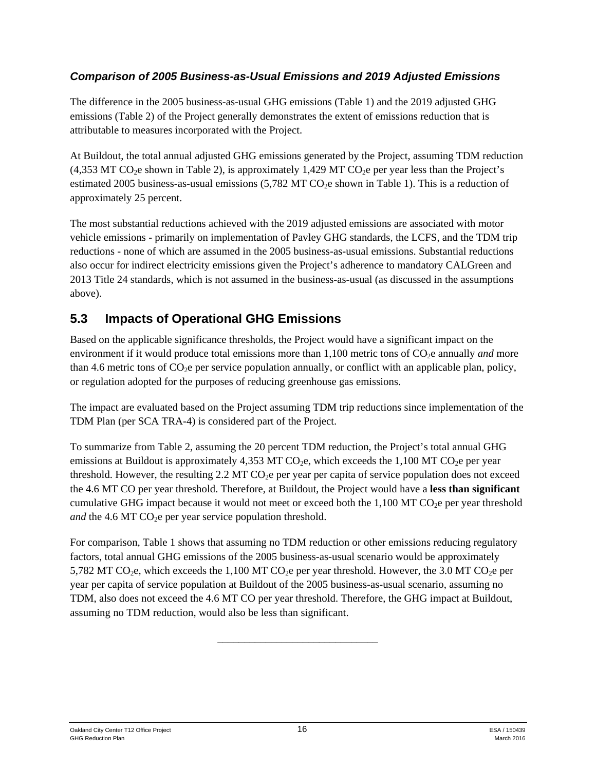### *Comparison of 2005 Business-as-Usual Emissions and 2019 Adjusted Emissions*

The difference in the 2005 business-as-usual GHG emissions (Table 1) and the 2019 adjusted GHG emissions (Table 2) of the Project generally demonstrates the extent of emissions reduction that is attributable to measures incorporated with the Project.

At Buildout, the total annual adjusted GHG emissions generated by the Project, assuming TDM reduction (4,353 MT $CO_2$e shown in Table 2), is approximately 1,429 MT $CO_2$e per year less than the Project's estimated 2005 business-as-usual emissions (5,782 MT $CO_2$e shown in Table 1). This is a reduction of approximately 25 percent.

The most substantial reductions achieved with the 2019 adjusted emissions are associated with motor vehicle emissions - primarily on implementation of Pavley GHG standards, the LCFS, and the TDM trip reductions - none of which are assumed in the 2005 business-as-usual emissions. Substantial reductions also occur for indirect electricity emissions given the Project's adherence to mandatory CALGreen and 2013 Title 24 standards, which is not assumed in the business-as-usual (as discussed in the assumptions above).

## 5.3 Impacts of Operational GHG Emissions

Based on the applicable significance thresholds, the Project would have a significant impact on the environment if it would produce total emissions more than 1,100 metric tons of $CO_2$e annually *and* more than 4.6 metric tons of $CO_2$e per service population annually, or conflict with an applicable plan, policy, or regulation adopted for the purposes of reducing greenhouse gas emissions.

The impact are evaluated based on the Project assuming TDM trip reductions since implementation of the TDM Plan (per SCA TRA-4) is considered part of the Project.

To summarize from Table 2, assuming the 20 percent TDM reduction, the Project's total annual GHG emissions at Buildout is approximately 4,353 MT $CO_2$e, which exceeds the 1,100 MT $CO_2$e per year threshold. However, the resulting 2.2 MT $CO_2$e per year per capita of service population does not exceed the 4.6 MT CO per year threshold. Therefore, at Buildout, the Project would have a **less than significant** cumulative GHG impact because it would not meet or exceed both the 1,100 MT $CO_2$e per year threshold *and* the 4.6 MT $CO_2$e per year service population threshold.

For comparison, Table 1 shows that assuming no TDM reduction or other emissions reducing regulatory factors, total annual GHG emissions of the 2005 business-as-usual scenario would be approximately 5,782 MT $CO_2$e, which exceeds the 1,100 MT $CO_2$e per year threshold. However, the 3.0 MT $CO_2$e per year per capita of service population at Buildout of the 2005 business-as-usual scenario, assuming no TDM, also does not exceed the 4.6 MT CO per year threshold. Therefore, the GHG impact at Buildout, assuming no TDM reduction, would also be less than significant.

---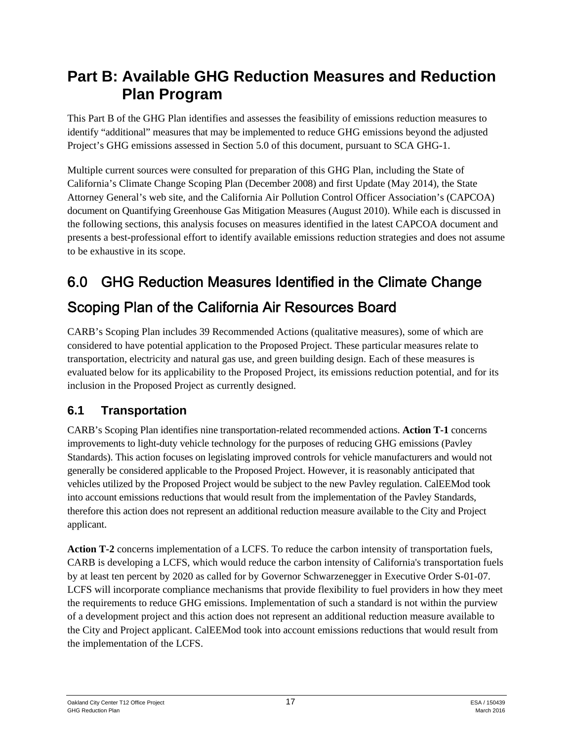# Part B: Available GHG Reduction Measures and Reduction Plan Program

This Part B of the GHG Plan identifies and assesses the feasibility of emissions reduction measures to identify "additional" measures that may be implemented to reduce GHG emissions beyond the adjusted Project's GHG emissions assessed in Section 5.0 of this document, pursuant to SCA GHG-1.

Multiple current sources were consulted for preparation of this GHG Plan, including the State of California's Climate Change Scoping Plan (December 2008) and first Update (May 2014), the State Attorney General's web site, and the California Air Pollution Control Officer Association's (CAPCOA) document on Quantifying Greenhouse Gas Mitigation Measures (August 2010). While each is discussed in the following sections, this analysis focuses on measures identified in the latest CAPCOA document and presents a best-professional effort to identify available emissions reduction strategies and does not assume to be exhaustive in its scope.

## 6.0 GHG Reduction Measures Identified in the Climate Change Scoping Plan of the California Air Resources Board

CARB's Scoping Plan includes 39 Recommended Actions (qualitative measures), some of which are considered to have potential application to the Proposed Project. These particular measures relate to transportation, electricity and natural gas use, and green building design. Each of these measures is evaluated below for its applicability to the Proposed Project, its emissions reduction potential, and for its inclusion in the Proposed Project as currently designed.

### 6.1 Transportation

CARB's Scoping Plan identifies nine transportation-related recommended actions. **Action T-1** concerns improvements to light-duty vehicle technology for the purposes of reducing GHG emissions (Pavley Standards). This action focuses on legislating improved controls for vehicle manufacturers and would not generally be considered applicable to the Proposed Project. However, it is reasonably anticipated that vehicles utilized by the Proposed Project would be subject to the new Pavley regulation. CalEEMod took into account emissions reductions that would result from the implementation of the Pavley Standards, therefore this action does not represent an additional reduction measure available to the City and Project applicant.

**Action T-2** concerns implementation of a LCFS. To reduce the carbon intensity of transportation fuels, CARB is developing a LCFS, which would reduce the carbon intensity of California's transportation fuels by at least ten percent by 2020 as called for by Governor Schwarzenegger in Executive Order S-01-07. LCFS will incorporate compliance mechanisms that provide flexibility to fuel providers in how they meet the requirements to reduce GHG emissions. Implementation of such a standard is not within the purview of a development project and this action does not represent an additional reduction measure available to the City and Project applicant. CalEEMod took into account emissions reductions that would result from the implementation of the LCFS.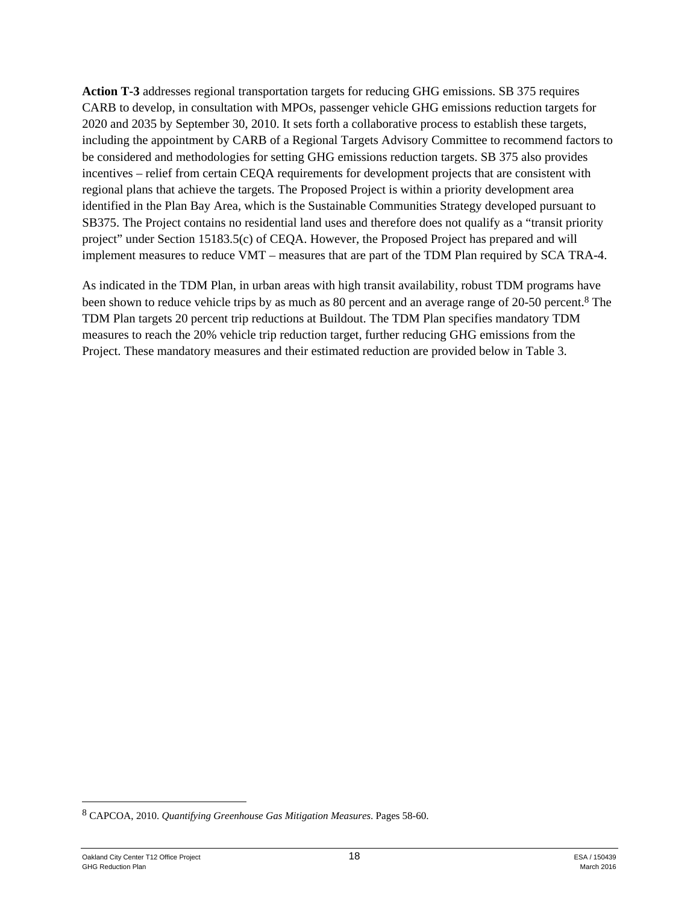**Action T-3** addresses regional transportation targets for reducing GHG emissions. SB 375 requires CARB to develop, in consultation with MPOs, passenger vehicle GHG emissions reduction targets for 2020 and 2035 by September 30, 2010. It sets forth a collaborative process to establish these targets, including the appointment by CARB of a Regional Targets Advisory Committee to recommend factors to be considered and methodologies for setting GHG emissions reduction targets. SB 375 also provides incentives – relief from certain CEQA requirements for development projects that are consistent with regional plans that achieve the targets. The Proposed Project is within a priority development area identified in the Plan Bay Area, which is the Sustainable Communities Strategy developed pursuant to SB375. The Project contains no residential land uses and therefore does not qualify as a "transit priority project" under Section 15183.5(c) of CEQA. However, the Proposed Project has prepared and will implement measures to reduce VMT – measures that are part of the TDM Plan required by SCA TRA-4.

As indicated in the TDM Plan, in urban areas with high transit availability, robust TDM programs have been shown to reduce vehicle trips by as much as 80 percent and an average range of 20-50 percent.[8] The TDM Plan targets 20 percent trip reductions at Buildout. The TDM Plan specifies mandatory TDM measures to reach the 20% vehicle trip reduction target, further reducing GHG emissions from the Project. These mandatory measures and their estimated reduction are provided below in Table 3.

---

[8] CAPCOA, 2010. *Quantifying Greenhouse Gas Mitigation Measures*. Pages 58-60.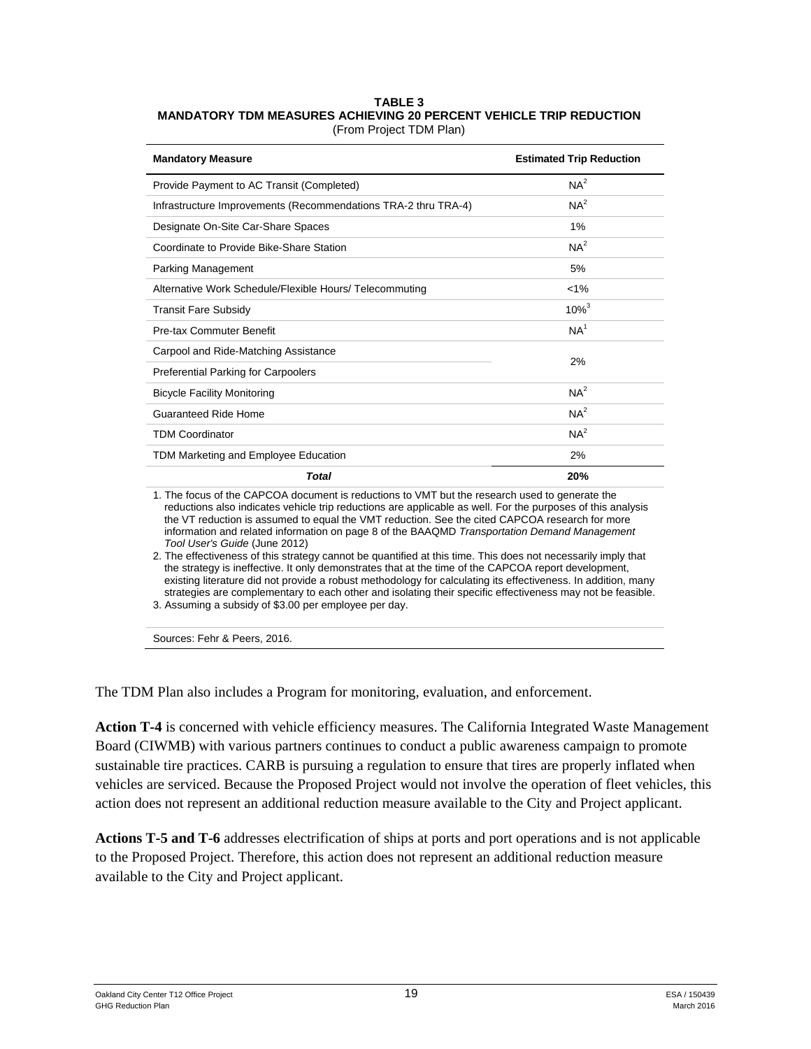**TABLE 3**
**MANDATORY TDM MEASURES ACHIEVING 20 PERCENT VEHICLE TRIP REDUCTION**
(From Project TDM Plan)

| Mandatory Measure | Estimated Trip Reduction |
|---|---|
| Provide Payment to AC Transit (Completed) | NA[2] |
| Infrastructure Improvements (Recommendations TRA-2 thru TRA-4) | NA[2] |
| Designate On-Site Car-Share Spaces | 1% |
| Coordinate to Provide Bike-Share Station | NA[2] |
| Parking Management | 5% |
| Alternative Work Schedule/Flexible Hours/ Telecommuting | <1% |
| Transit Fare Subsidy | 10%[3] |
| Pre-tax Commuter Benefit | NA[1] |
| Carpool and Ride-Matching Assistance | 2% |
| Preferential Parking for Carpoolers | |
| Bicycle Facility Monitoring | NA[2] |
| Guaranteed Ride Home | NA[2] |
| TDM Coordinator | NA[2] |
| TDM Marketing and Employee Education | 2% |
| ***Total*** | **20%** |

1. The focus of the CAPCOA document is reductions to VMT but the research used to generate the reductions also indicates vehicle trip reductions are applicable as well. For the purposes of this analysis the VT reduction is assumed to equal the VMT reduction. See the cited CAPCOA research for more information and related information on page 8 of the BAAQMD *Transportation Demand Management Tool User's Guide* (June 2012)
2. The effectiveness of this strategy cannot be quantified at this time. This does not necessarily imply that the strategy is ineffective. It only demonstrates that at the time of the CAPCOA report development, existing literature did not provide a robust methodology for calculating its effectiveness. In addition, many strategies are complementary to each other and isolating their specific effectiveness may not be feasible.
3. Assuming a subsidy of $3.00 per employee per day.

Sources: Fehr & Peers, 2016.

The TDM Plan also includes a Program for monitoring, evaluation, and enforcement.

**Action T-4** is concerned with vehicle efficiency measures. The California Integrated Waste Management Board (CIWMB) with various partners continues to conduct a public awareness campaign to promote sustainable tire practices. CARB is pursuing a regulation to ensure that tires are properly inflated when vehicles are serviced. Because the Proposed Project would not involve the operation of fleet vehicles, this action does not represent an additional reduction measure available to the City and Project applicant.

**Actions T-5 and T-6** addresses electrification of ships at ports and port operations and is not applicable to the Proposed Project. Therefore, this action does not represent an additional reduction measure available to the City and Project applicant.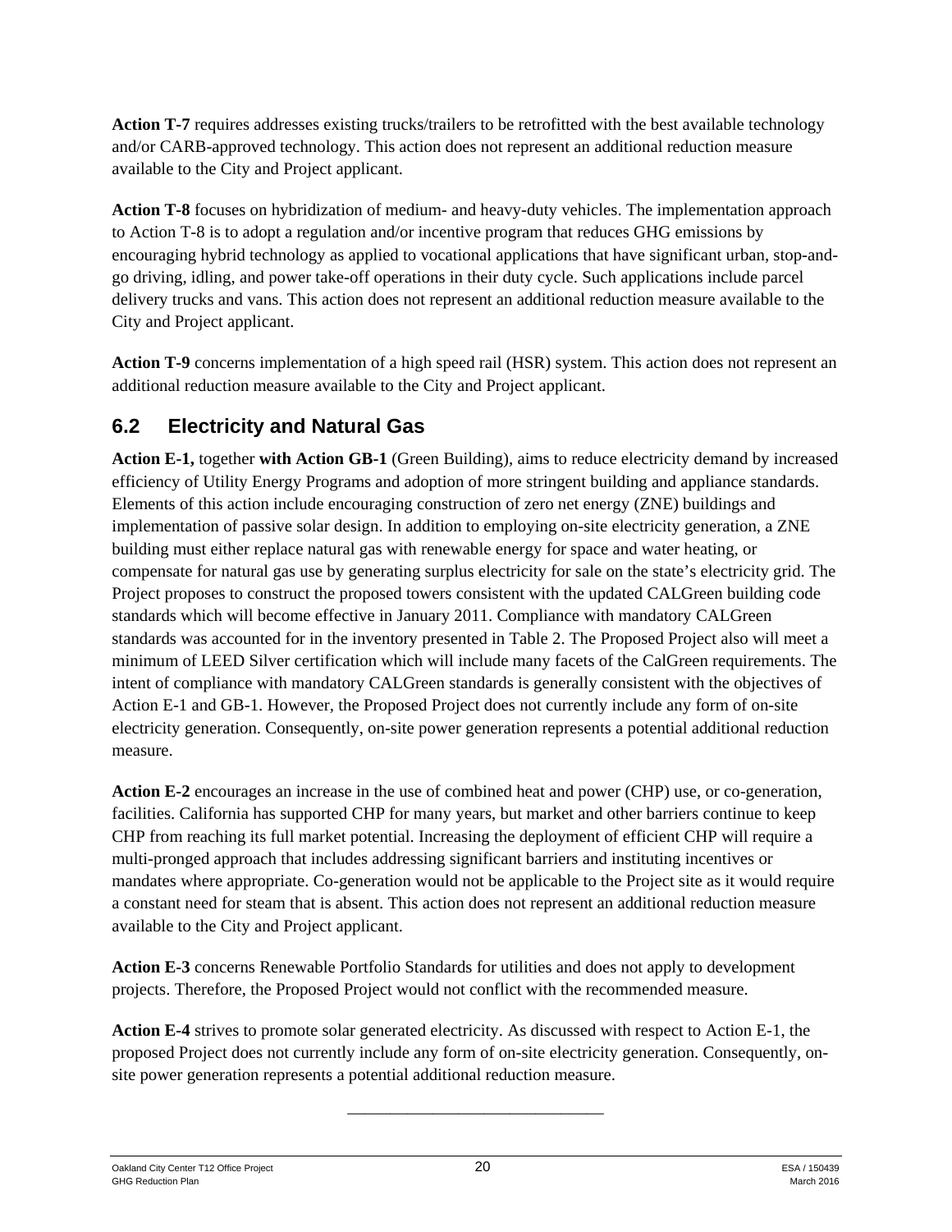**Action T-7** requires addresses existing trucks/trailers to be retrofitted with the best available technology and/or CARB-approved technology. This action does not represent an additional reduction measure available to the City and Project applicant.

**Action T-8** focuses on hybridization of medium- and heavy-duty vehicles. The implementation approach to Action T-8 is to adopt a regulation and/or incentive program that reduces GHG emissions by encouraging hybrid technology as applied to vocational applications that have significant urban, stop-and-go driving, idling, and power take-off operations in their duty cycle. Such applications include parcel delivery trucks and vans. This action does not represent an additional reduction measure available to the City and Project applicant.

**Action T-9** concerns implementation of a high speed rail (HSR) system. This action does not represent an additional reduction measure available to the City and Project applicant.

## 6.2 Electricity and Natural Gas

**Action E-1,** together **with Action GB-1** (Green Building), aims to reduce electricity demand by increased efficiency of Utility Energy Programs and adoption of more stringent building and appliance standards. Elements of this action include encouraging construction of zero net energy (ZNE) buildings and implementation of passive solar design. In addition to employing on-site electricity generation, a ZNE building must either replace natural gas with renewable energy for space and water heating, or compensate for natural gas use by generating surplus electricity for sale on the state's electricity grid. The Project proposes to construct the proposed towers consistent with the updated CALGreen building code standards which will become effective in January 2011. Compliance with mandatory CALGreen standards was accounted for in the inventory presented in Table 2. The Proposed Project also will meet a minimum of LEED Silver certification which will include many facets of the CalGreen requirements. The intent of compliance with mandatory CALGreen standards is generally consistent with the objectives of Action E-1 and GB-1. However, the Proposed Project does not currently include any form of on-site electricity generation. Consequently, on-site power generation represents a potential additional reduction measure.

**Action E-2** encourages an increase in the use of combined heat and power (CHP) use, or co-generation, facilities. California has supported CHP for many years, but market and other barriers continue to keep CHP from reaching its full market potential. Increasing the deployment of efficient CHP will require a multi-pronged approach that includes addressing significant barriers and instituting incentives or mandates where appropriate. Co-generation would not be applicable to the Project site as it would require a constant need for steam that is absent. This action does not represent an additional reduction measure available to the City and Project applicant.

**Action E-3** concerns Renewable Portfolio Standards for utilities and does not apply to development projects. Therefore, the Proposed Project would not conflict with the recommended measure.

**Action E-4** strives to promote solar generated electricity. As discussed with respect to Action E-1, the proposed Project does not currently include any form of on-site electricity generation. Consequently, on-site power generation represents a potential additional reduction measure.

---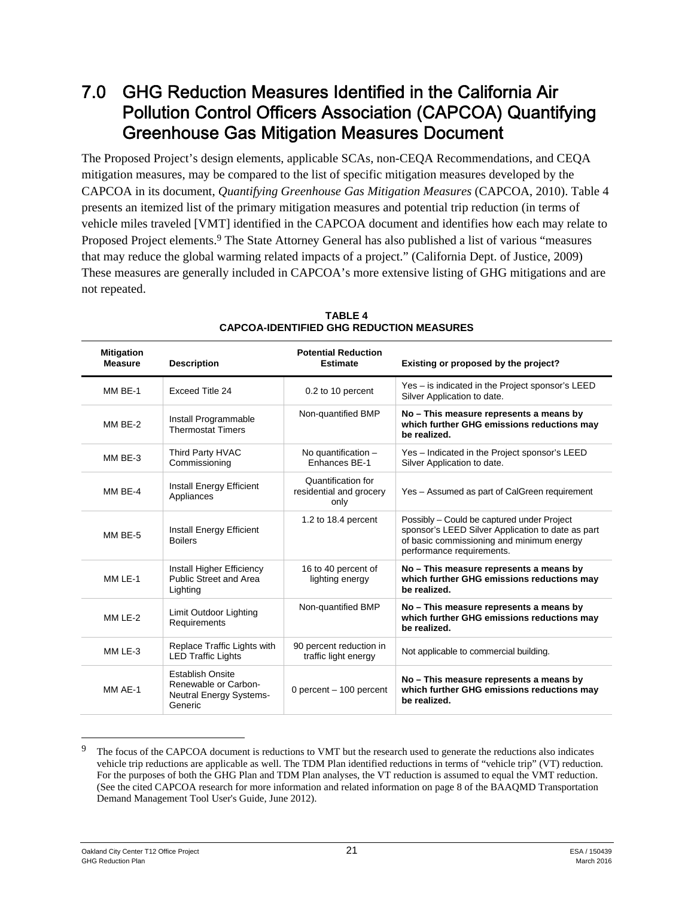# 7.0 GHG Reduction Measures Identified in the California Air Pollution Control Officers Association (CAPCOA) Quantifying Greenhouse Gas Mitigation Measures Document

The Proposed Project's design elements, applicable SCAs, non-CEQA Recommendations, and CEQA mitigation measures, may be compared to the list of specific mitigation measures developed by the CAPCOA in its document, *Quantifying Greenhouse Gas Mitigation Measures* (CAPCOA, 2010). Table 4 presents an itemized list of the primary mitigation measures and potential trip reduction (in terms of vehicle miles traveled [VMT] identified in the CAPCOA document and identifies how each may relate to Proposed Project elements.[9] The State Attorney General has also published a list of various "measures that may reduce the global warming related impacts of a project." (California Dept. of Justice, 2009) These measures are generally included in CAPCOA's more extensive listing of GHG mitigations and are not repeated.

**TABLE 4**
**CAPCOA-IDENTIFIED GHG REDUCTION MEASURES**

| Mitigation Measure | Description | Potential Reduction Estimate | Existing or proposed by the project? |
|---|---|---|---|
| MM BE-1 | Exceed Title 24 | 0.2 to 10 percent | Yes – is indicated in the Project sponsor's LEED Silver Application to date. |
| MM BE-2 | Install Programmable Thermostat Timers | Non-quantified BMP | **No – This measure represents a means by which further GHG emissions reductions may be realized.** |
| MM BE-3 | Third Party HVAC Commissioning | No quantification – Enhances BE-1 | Yes – Indicated in the Project sponsor's LEED Silver Application to date. |
| MM BE-4 | Install Energy Efficient Appliances | Quantification for residential and grocery only | Yes – Assumed as part of CalGreen requirement |
| MM BE-5 | Install Energy Efficient Boilers | 1.2 to 18.4 percent | Possibly – Could be captured under Project sponsor's LEED Silver Application to date as part of basic commissioning and minimum energy performance requirements. |
| MM LE-1 | Install Higher Efficiency Public Street and Area Lighting | 16 to 40 percent of lighting energy | **No – This measure represents a means by which further GHG emissions reductions may be realized.** |
| MM LE-2 | Limit Outdoor Lighting Requirements | Non-quantified BMP | **No – This measure represents a means by which further GHG emissions reductions may be realized.** |
| MM LE-3 | Replace Traffic Lights with LED Traffic Lights | 90 percent reduction in traffic light energy | Not applicable to commercial building. |
| MM AE-1 | Establish Onsite Renewable or Carbon-Neutral Energy Systems-Generic | 0 percent – 100 percent | **No – This measure represents a means by which further GHG emissions reductions may be realized.** |

[9] The focus of the CAPCOA document is reductions to VMT but the research used to generate the reductions also indicates vehicle trip reductions are applicable as well. The TDM Plan identified reductions in terms of "vehicle trip" (VT) reduction. For the purposes of both the GHG Plan and TDM Plan analyses, the VT reduction is assumed to equal the VMT reduction. (See the cited CAPCOA research for more information and related information on page 8 of the BAAQMD Transportation Demand Management Tool User's Guide, June 2012).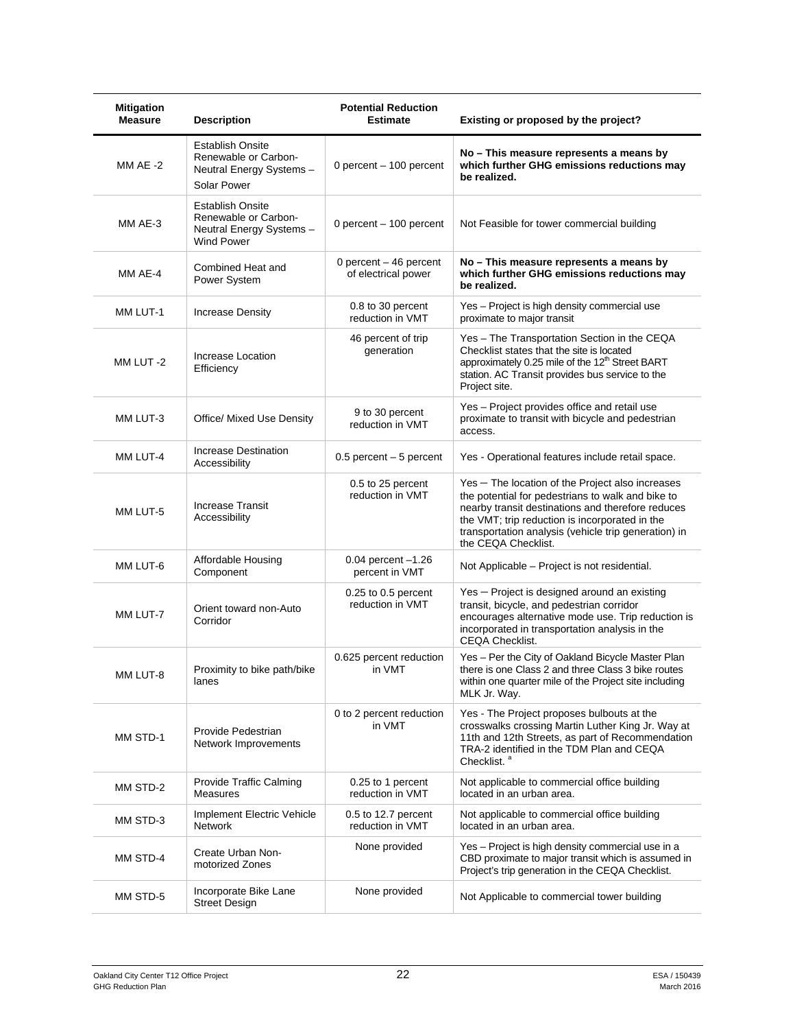| Mitigation Measure | Description | Potential Reduction Estimate | Existing or proposed by the project? |
|---|---|---|---|
| MM AE -2 | Establish Onsite Renewable or Carbon-Neutral Energy Systems – Solar Power | 0 percent – 100 percent | **No – This measure represents a means by which further GHG emissions reductions may be realized.** |
| MM AE-3 | Establish Onsite Renewable or Carbon-Neutral Energy Systems – Wind Power | 0 percent – 100 percent | Not Feasible for tower commercial building |
| MM AE-4 | Combined Heat and Power System | 0 percent – 46 percent of electrical power | **No – This measure represents a means by which further GHG emissions reductions may be realized.** |
| MM LUT-1 | Increase Density | 0.8 to 30 percent reduction in VMT | Yes – Project is high density commercial use proximate to major transit |
| MM LUT -2 | Increase Location Efficiency | 46 percent of trip generation | Yes – The Transportation Section in the CEQA Checklist states that the site is located approximately 0.25 mile of the 12th Street BART station. AC Transit provides bus service to the Project site. |
| MM LUT-3 | Office/ Mixed Use Density | 9 to 30 percent reduction in VMT | Yes – Project provides office and retail use proximate to transit with bicycle and pedestrian access. |
| MM LUT-4 | Increase Destination Accessibility | 0.5 percent – 5 percent | Yes - Operational features include retail space. |
| MM LUT-5 | Increase Transit Accessibility | 0.5 to 25 percent reduction in VMT | Yes – The location of the Project also increases the potential for pedestrians to walk and bike to nearby transit destinations and therefore reduces the VMT; trip reduction is incorporated in the transportation analysis (vehicle trip generation) in the CEQA Checklist. |
| MM LUT-6 | Affordable Housing Component | 0.04 percent –1.26 percent in VMT | Not Applicable – Project is not residential. |
| MM LUT-7 | Orient toward non-Auto Corridor | 0.25 to 0.5 percent reduction in VMT | Yes – Project is designed around an existing transit, bicycle, and pedestrian corridor encourages alternative mode use. Trip reduction is incorporated in transportation analysis in the CEQA Checklist. |
| MM LUT-8 | Proximity to bike path/bike lanes | 0.625 percent reduction in VMT | Yes – Per the City of Oakland Bicycle Master Plan there is one Class 2 and three Class 3 bike routes within one quarter mile of the Project site including MLK Jr. Way. |
| MM STD-1 | Provide Pedestrian Network Improvements | 0 to 2 percent reduction in VMT | Yes - The Project proposes bulbouts at the crosswalks crossing Martin Luther King Jr. Way at 11th and 12th Streets, as part of Recommendation TRA-2 identified in the TDM Plan and CEQA Checklist. [a] |
| MM STD-2 | Provide Traffic Calming Measures | 0.25 to 1 percent reduction in VMT | Not applicable to commercial office building located in an urban area. |
| MM STD-3 | Implement Electric Vehicle Network | 0.5 to 12.7 percent reduction in VMT | Not applicable to commercial office building located in an urban area. |
| MM STD-4 | Create Urban Non-motorized Zones | None provided | Yes – Project is high density commercial use in a CBD proximate to major transit which is assumed in Project's trip generation in the CEQA Checklist. |
| MM STD-5 | Incorporate Bike Lane Street Design | None provided | Not Applicable to commercial tower building |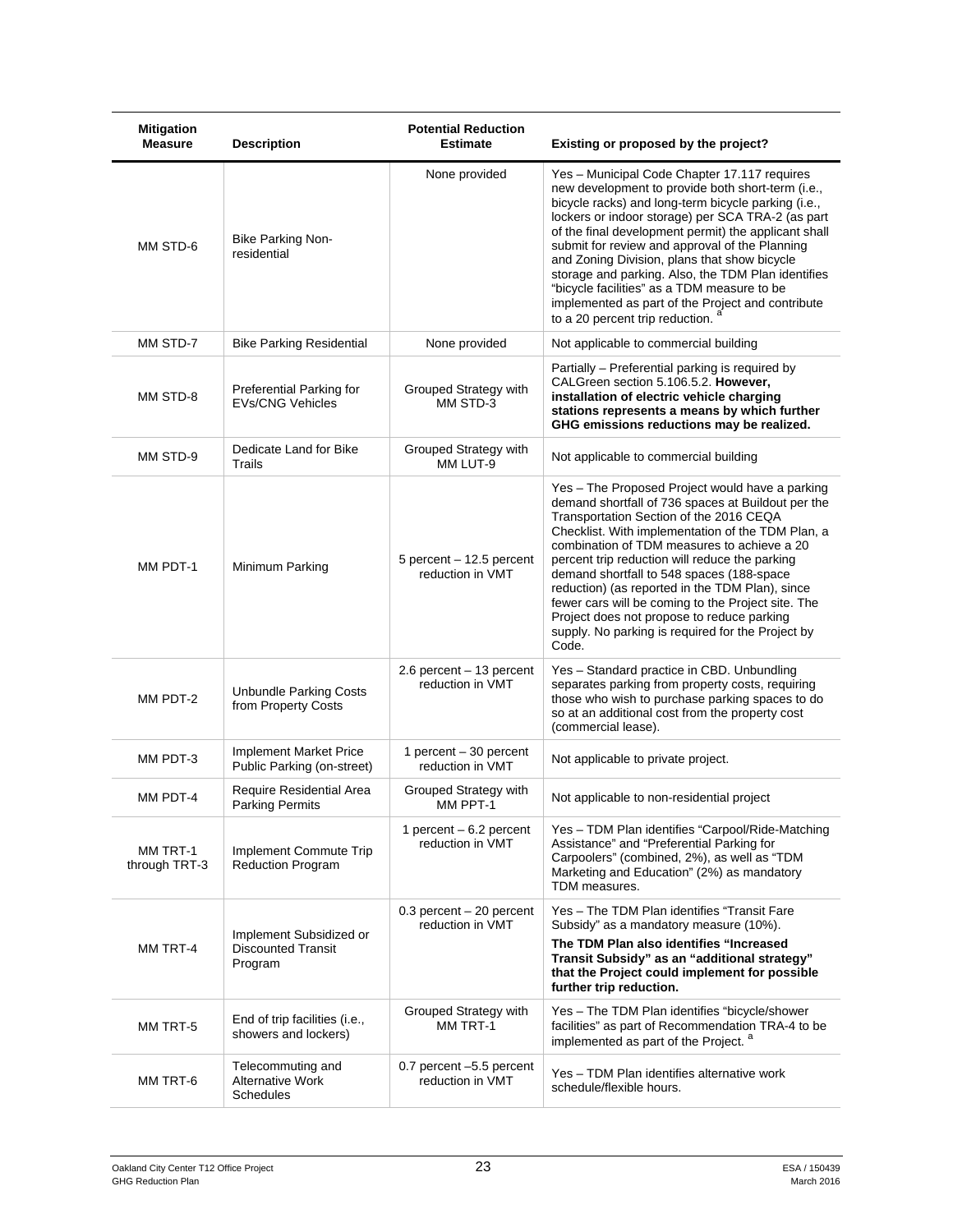| Mitigation Measure | Description | Potential Reduction Estimate | Existing or proposed by the project? |
|---|---|---|---|
| MM STD-6 | Bike Parking Non-residential | None provided | Yes – Municipal Code Chapter 17.117 requires new development to provide both short-term (i.e., bicycle racks) and long-term bicycle parking (i.e., lockers or indoor storage) per SCA TRA-2 (as part of the final development permit) the applicant shall submit for review and approval of the Planning and Zoning Division, plans that show bicycle storage and parking. Also, the TDM Plan identifies "bicycle facilities" as a TDM measure to be implemented as part of the Project and contribute to a 20 percent trip reduction. [a] |
| MM STD-7 | Bike Parking Residential | None provided | Not applicable to commercial building |
| MM STD-8 | Preferential Parking for EVs/CNG Vehicles | Grouped Strategy with MM STD-3 | Partially – Preferential parking is required by CALGreen section 5.106.5.2. **However, installation of electric vehicle charging stations represents a means by which further GHG emissions reductions may be realized.** |
| MM STD-9 | Dedicate Land for Bike Trails | Grouped Strategy with MM LUT-9 | Not applicable to commercial building |
| MM PDT-1 | Minimum Parking | 5 percent – 12.5 percent reduction in VMT | Yes – The Proposed Project would have a parking demand shortfall of 736 spaces at Buildout per the Transportation Section of the 2016 CEQA Checklist. With implementation of the TDM Plan, a combination of TDM measures to achieve a 20 percent trip reduction will reduce the parking demand shortfall to 548 spaces (188-space reduction) (as reported in the TDM Plan), since fewer cars will be coming to the Project site. The Project does not propose to reduce parking supply. No parking is required for the Project by Code. |
| MM PDT-2 | Unbundle Parking Costs from Property Costs | 2.6 percent – 13 percent reduction in VMT | Yes – Standard practice in CBD. Unbundling separates parking from property costs, requiring those who wish to purchase parking spaces to do so at an additional cost from the property cost (commercial lease). |
| MM PDT-3 | Implement Market Price Public Parking (on-street) | 1 percent – 30 percent reduction in VMT | Not applicable to private project. |
| MM PDT-4 | Require Residential Area Parking Permits | Grouped Strategy with MM PPT-1 | Not applicable to non-residential project |
| MM TRT-1 through TRT-3 | Implement Commute Trip Reduction Program | 1 percent – 6.2 percent reduction in VMT | Yes – TDM Plan identifies "Carpool/Ride-Matching Assistance" and "Preferential Parking for Carpoolers" (combined, 2%), as well as "TDM Marketing and Education" (2%) as mandatory TDM measures. |
| MM TRT-4 | Implement Subsidized or Discounted Transit Program | 0.3 percent – 20 percent reduction in VMT | Yes – The TDM Plan identifies "Transit Fare Subsidy" as a mandatory measure (10%). **The TDM Plan also identifies "Increased Transit Subsidy" as an "additional strategy" that the Project could implement for possible further trip reduction.** |
| MM TRT-5 | End of trip facilities (i.e., showers and lockers) | Grouped Strategy with MM TRT-1 | Yes – The TDM Plan identifies "bicycle/shower facilities" as part of Recommendation TRA-4 to be implemented as part of the Project. [a] |
| MM TRT-6 | Telecommuting and Alternative Work Schedules | 0.7 percent –5.5 percent reduction in VMT | Yes – TDM Plan identifies alternative work schedule/flexible hours. |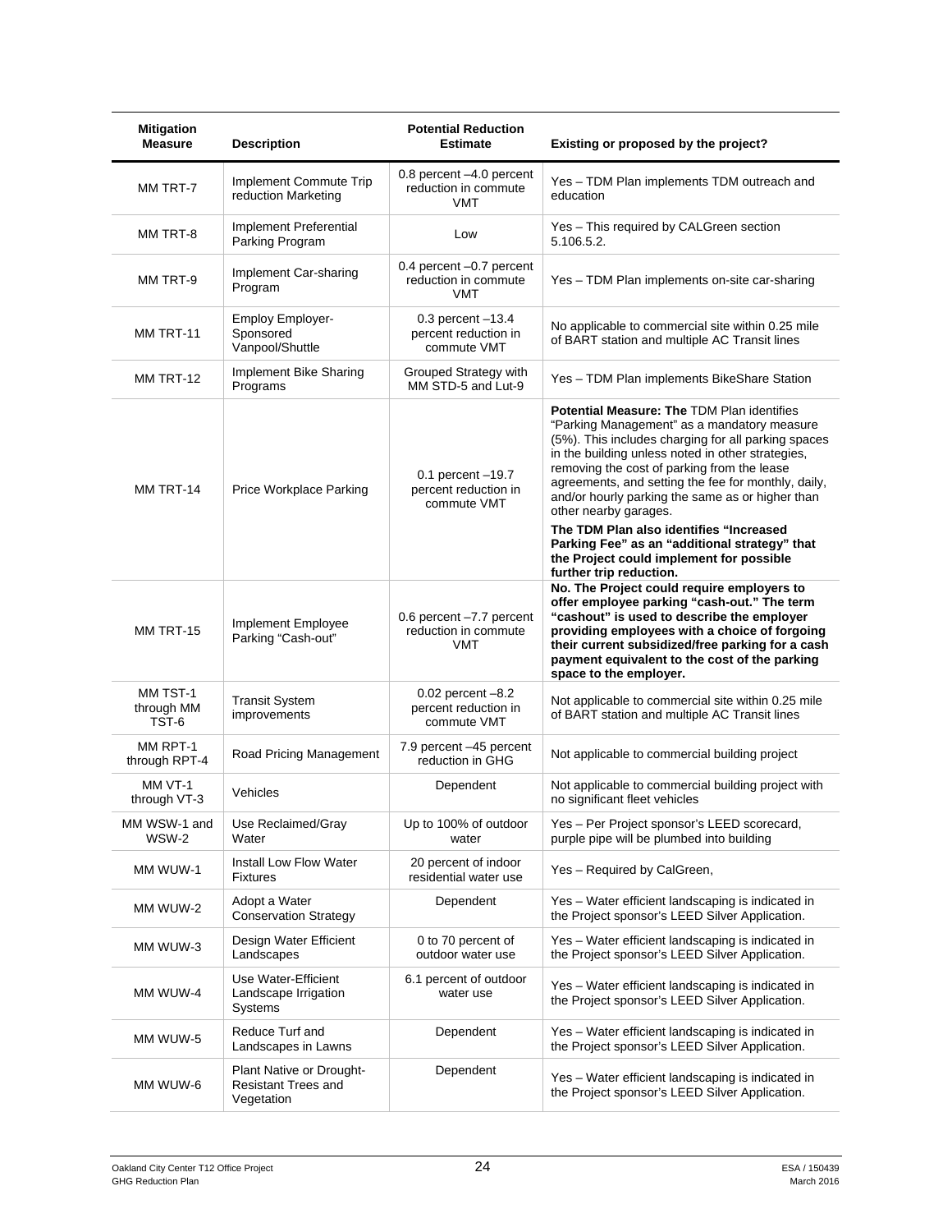| Mitigation Measure | Description | Potential Reduction Estimate | Existing or proposed by the project? |
|---|---|---|---|
| MM TRT-7 | Implement Commute Trip reduction Marketing | 0.8 percent –4.0 percent reduction in commute VMT | Yes – TDM Plan implements TDM outreach and education |
| MM TRT-8 | Implement Preferential Parking Program | Low | Yes – This required by CALGreen section 5.106.5.2. |
| MM TRT-9 | Implement Car-sharing Program | 0.4 percent –0.7 percent reduction in commute VMT | Yes – TDM Plan implements on-site car-sharing |
| MM TRT-11 | Employ Employer-Sponsored Vanpool/Shuttle | 0.3 percent –13.4 percent reduction in commute VMT | No applicable to commercial site within 0.25 mile of BART station and multiple AC Transit lines |
| MM TRT-12 | Implement Bike Sharing Programs | Grouped Strategy with MM STD-5 and Lut-9 | Yes – TDM Plan implements BikeShare Station |
| MM TRT-14 | Price Workplace Parking | 0.1 percent –19.7 percent reduction in commute VMT | **Potential Measure: The** TDM Plan identifies "Parking Management" as a mandatory measure (5%). This includes charging for all parking spaces in the building unless noted in other strategies, removing the cost of parking from the lease agreements, and setting the fee for monthly, daily, and/or hourly parking the same as or higher than other nearby garages.<br>**The TDM Plan also identifies "Increased Parking Fee" as an "additional strategy" that the Project could implement for possible further trip reduction.** |
| MM TRT-15 | Implement Employee Parking "Cash-out" | 0.6 percent –7.7 percent reduction in commute VMT | **No. The Project could require employers to offer employee parking "cash-out." The term "cashout" is used to describe the employer providing employees with a choice of forgoing their current subsidized/free parking for a cash payment equivalent to the cost of the parking space to the employer.** |
| MM TST-1 through MM TST-6 | Transit System improvements | 0.02 percent –8.2 percent reduction in commute VMT | Not applicable to commercial site within 0.25 mile of BART station and multiple AC Transit lines |
| MM RPT-1 through RPT-4 | Road Pricing Management | 7.9 percent –45 percent reduction in GHG | Not applicable to commercial building project |
| MM VT-1 through VT-3 | Vehicles | Dependent | Not applicable to commercial building project with no significant fleet vehicles |
| MM WSW-1 and WSW-2 | Use Reclaimed/Gray Water | Up to 100% of outdoor water | Yes – Per Project sponsor's LEED scorecard, purple pipe will be plumbed into building |
| MM WUW-1 | Install Low Flow Water Fixtures | 20 percent of indoor residential water use | Yes – Required by CalGreen, |
| MM WUW-2 | Adopt a Water Conservation Strategy | Dependent | Yes – Water efficient landscaping is indicated in the Project sponsor's LEED Silver Application. |
| MM WUW-3 | Design Water Efficient Landscapes | 0 to 70 percent of outdoor water use | Yes – Water efficient landscaping is indicated in the Project sponsor's LEED Silver Application. |
| MM WUW-4 | Use Water-Efficient Landscape Irrigation Systems | 6.1 percent of outdoor water use | Yes – Water efficient landscaping is indicated in the Project sponsor's LEED Silver Application. |
| MM WUW-5 | Reduce Turf and Landscapes in Lawns | Dependent | Yes – Water efficient landscaping is indicated in the Project sponsor's LEED Silver Application. |
| MM WUW-6 | Plant Native or Drought-Resistant Trees and Vegetation | Dependent | Yes – Water efficient landscaping is indicated in the Project sponsor's LEED Silver Application. |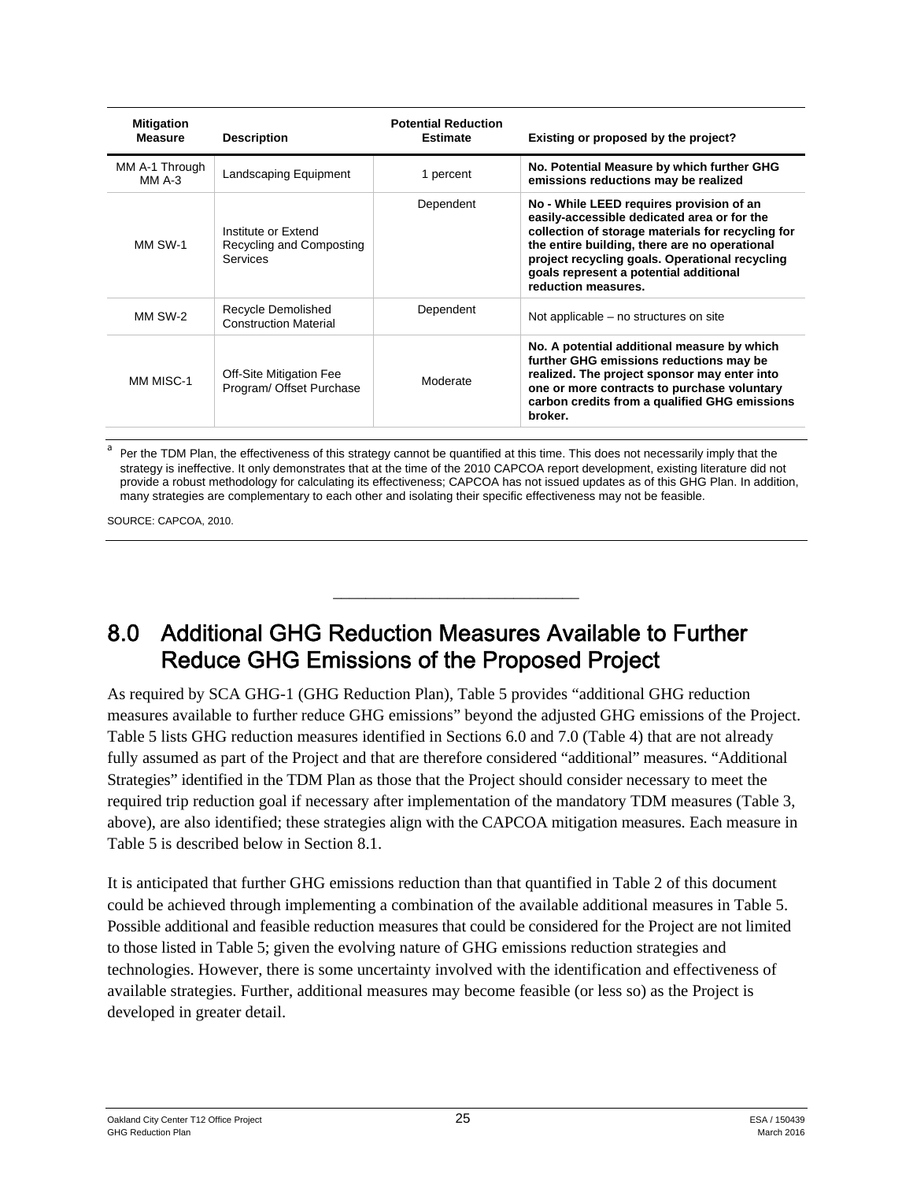| Mitigation Measure | Description | Potential Reduction Estimate | Existing or proposed by the project? |
|---|---|---|---|
| MM A-1 Through MM A-3 | Landscaping Equipment | 1 percent | **No. Potential Measure by which further GHG emissions reductions may be realized** |
| MM SW-1 | Institute or Extend Recycling and Composting Services | Dependent | **No - While LEED requires provision of an easily-accessible dedicated area or for the collection of storage materials for recycling for the entire building, there are no operational project recycling goals. Operational recycling goals represent a potential additional reduction measures.** |
| MM SW-2 | Recycle Demolished Construction Material | Dependent | Not applicable – no structures on site |
| MM MISC-1 | Off-Site Mitigation Fee Program/ Offset Purchase | Moderate | **No. A potential additional measure by which further GHG emissions reductions may be realized. The project sponsor may enter into one or more contracts to purchase voluntary carbon credits from a qualified GHG emissions broker.** |

[a] Per the TDM Plan, the effectiveness of this strategy cannot be quantified at this time. This does not necessarily imply that the strategy is ineffective. It only demonstrates that at the time of the 2010 CAPCOA report development, existing literature did not provide a robust methodology for calculating its effectiveness; CAPCOA has not issued updates as of this GHG Plan. In addition, many strategies are complementary to each other and isolating their specific effectiveness may not be feasible.

SOURCE: CAPCOA, 2010.

---

## 8.0 Additional GHG Reduction Measures Available to Further Reduce GHG Emissions of the Proposed Project

As required by SCA GHG-1 (GHG Reduction Plan), Table 5 provides "additional GHG reduction measures available to further reduce GHG emissions" beyond the adjusted GHG emissions of the Project. Table 5 lists GHG reduction measures identified in Sections 6.0 and 7.0 (Table 4) that are not already fully assumed as part of the Project and that are therefore considered "additional" measures. "Additional Strategies" identified in the TDM Plan as those that the Project should consider necessary to meet the required trip reduction goal if necessary after implementation of the mandatory TDM measures (Table 3, above), are also identified; these strategies align with the CAPCOA mitigation measures. Each measure in Table 5 is described below in Section 8.1.

It is anticipated that further GHG emissions reduction than that quantified in Table 2 of this document could be achieved through implementing a combination of the available additional measures in Table 5. Possible additional and feasible reduction measures that could be considered for the Project are not limited to those listed in Table 5; given the evolving nature of GHG emissions reduction strategies and technologies. However, there is some uncertainty involved with the identification and effectiveness of available strategies. Further, additional measures may become feasible (or less so) as the Project is developed in greater detail.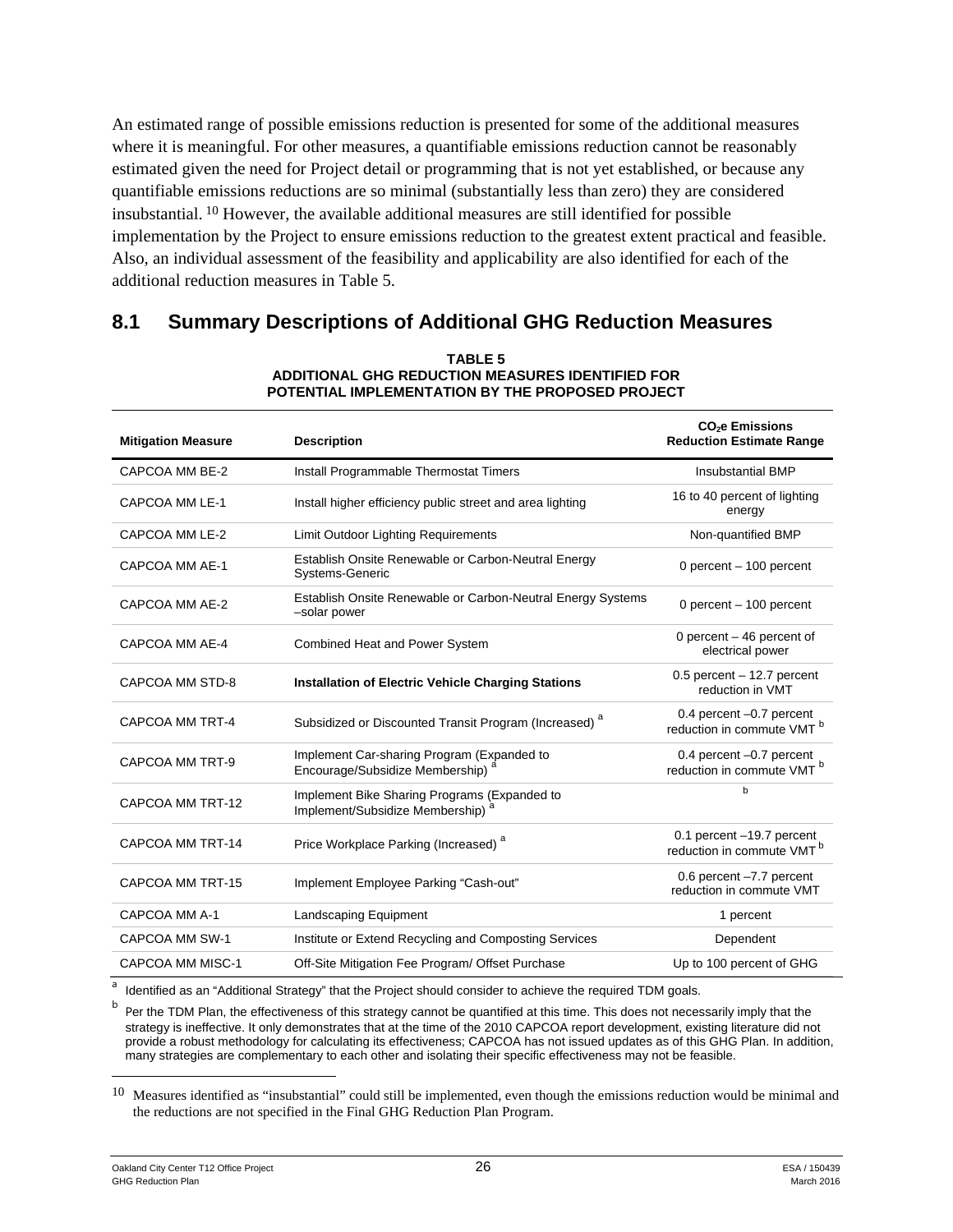An estimated range of possible emissions reduction is presented for some of the additional measures where it is meaningful. For other measures, a quantifiable emissions reduction cannot be reasonably estimated given the need for Project detail or programming that is not yet established, or because any quantifiable emissions reductions are so minimal (substantially less than zero) they are considered insubstantial.[10] However, the available additional measures are still identified for possible implementation by the Project to ensure emissions reduction to the greatest extent practical and feasible. Also, an individual assessment of the feasibility and applicability are also identified for each of the additional reduction measures in Table 5.

## 8.1 Summary Descriptions of Additional GHG Reduction Measures

**TABLE 5**
**ADDITIONAL GHG REDUCTION MEASURES IDENTIFIED FOR POTENTIAL IMPLEMENTATION BY THE PROPOSED PROJECT**

| Mitigation Measure | Description | $CO_2e$ Emissions Reduction Estimate Range |
|---|---|---|
| CAPCOA MM BE-2 | Install Programmable Thermostat Timers | Insubstantial BMP |
| CAPCOA MM LE-1 | Install higher efficiency public street and area lighting | 16 to 40 percent of lighting energy |
| CAPCOA MM LE-2 | Limit Outdoor Lighting Requirements | Non-quantified BMP |
| CAPCOA MM AE-1 | Establish Onsite Renewable or Carbon-Neutral Energy Systems-Generic | 0 percent – 100 percent |
| CAPCOA MM AE-2 | Establish Onsite Renewable or Carbon-Neutral Energy Systems –solar power | 0 percent – 100 percent |
| CAPCOA MM AE-4 | Combined Heat and Power System | 0 percent – 46 percent of electrical power |
| CAPCOA MM STD-8 | **Installation of Electric Vehicle Charging Stations** | 0.5 percent – 12.7 percent reduction in VMT |
| CAPCOA MM TRT-4 | Subsidized or Discounted Transit Program (Increased) [a] | 0.4 percent –0.7 percent reduction in commute VMT [b] |
| CAPCOA MM TRT-9 | Implement Car-sharing Program (Expanded to Encourage/Subsidize Membership) [a] | 0.4 percent –0.7 percent reduction in commute VMT [b] |
| CAPCOA MM TRT-12 | Implement Bike Sharing Programs (Expanded to Implement/Subsidize Membership) [a] | [b] |
| CAPCOA MM TRT-14 | Price Workplace Parking (Increased) [a] | 0.1 percent –19.7 percent reduction in commute VMT [b] |
| CAPCOA MM TRT-15 | Implement Employee Parking "Cash-out" | 0.6 percent –7.7 percent reduction in commute VMT |
| CAPCOA MM A-1 | Landscaping Equipment | 1 percent |
| CAPCOA MM SW-1 | Institute or Extend Recycling and Composting Services | Dependent |
| CAPCOA MM MISC-1 | Off-Site Mitigation Fee Program/ Offset Purchase | Up to 100 percent of GHG |

[a] Identified as an "Additional Strategy" that the Project should consider to achieve the required TDM goals.

[b] Per the TDM Plan, the effectiveness of this strategy cannot be quantified at this time. This does not necessarily imply that the strategy is ineffective. It only demonstrates that at the time of the 2010 CAPCOA report development, existing literature did not provide a robust methodology for calculating its effectiveness; CAPCOA has not issued updates as of this GHG Plan. In addition, many strategies are complementary to each other and isolating their specific effectiveness may not be feasible.

[10] Measures identified as "insubstantial" could still be implemented, even though the emissions reduction would be minimal and the reductions are not specified in the Final GHG Reduction Plan Program.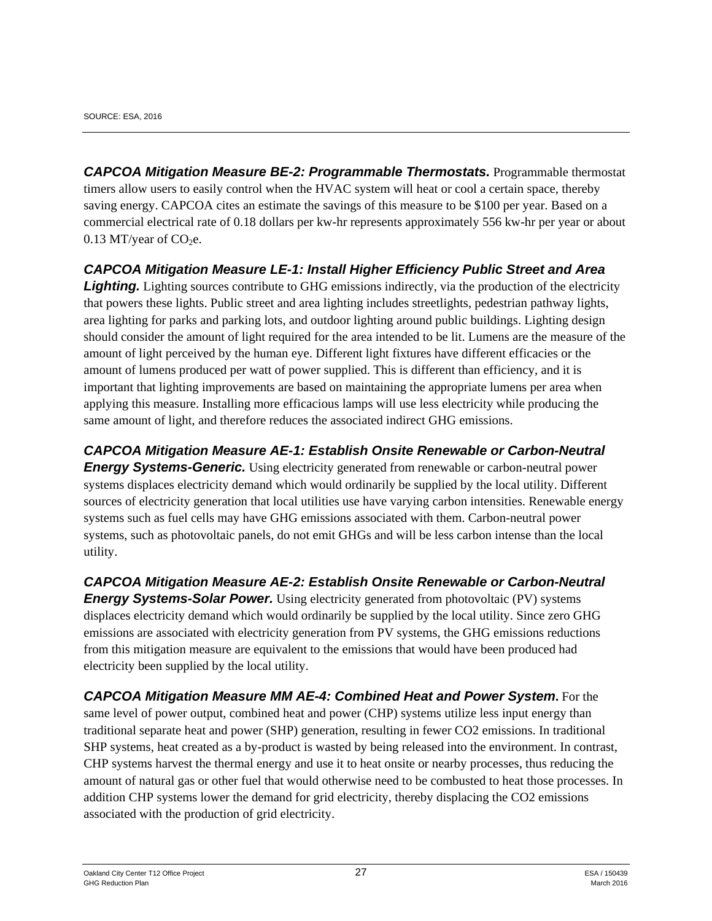SOURCE: ESA, 2016

***CAPCOA Mitigation Measure BE-2: Programmable Thermostats.*** Programmable thermostat timers allow users to easily control when the HVAC system will heat or cool a certain space, thereby saving energy. CAPCOA cites an estimate the savings of this measure to be $100 per year. Based on a commercial electrical rate of 0.18 dollars per kw-hr represents approximately 556 kw-hr per year or about 0.13 MT/year of $CO_2$e.

***CAPCOA Mitigation Measure LE-1: Install Higher Efficiency Public Street and Area Lighting.*** Lighting sources contribute to GHG emissions indirectly, via the production of the electricity that powers these lights. Public street and area lighting includes streetlights, pedestrian pathway lights, area lighting for parks and parking lots, and outdoor lighting around public buildings. Lighting design should consider the amount of light required for the area intended to be lit. Lumens are the measure of the amount of light perceived by the human eye. Different light fixtures have different efficacies or the amount of lumens produced per watt of power supplied. This is different than efficiency, and it is important that lighting improvements are based on maintaining the appropriate lumens per area when applying this measure. Installing more efficacious lamps will use less electricity while producing the same amount of light, and therefore reduces the associated indirect GHG emissions.

***CAPCOA Mitigation Measure AE-1: Establish Onsite Renewable or Carbon-Neutral Energy Systems-Generic.*** Using electricity generated from renewable or carbon-neutral power systems displaces electricity demand which would ordinarily be supplied by the local utility. Different sources of electricity generation that local utilities use have varying carbon intensities. Renewable energy systems such as fuel cells may have GHG emissions associated with them. Carbon-neutral power systems, such as photovoltaic panels, do not emit GHGs and will be less carbon intense than the local utility.

***CAPCOA Mitigation Measure AE-2: Establish Onsite Renewable or Carbon-Neutral Energy Systems-Solar Power.*** Using electricity generated from photovoltaic (PV) systems displaces electricity demand which would ordinarily be supplied by the local utility. Since zero GHG emissions are associated with electricity generation from PV systems, the GHG emissions reductions from this mitigation measure are equivalent to the emissions that would have been produced had electricity been supplied by the local utility.

***CAPCOA Mitigation Measure MM AE-4: Combined Heat and Power System*.** For the same level of power output, combined heat and power (CHP) systems utilize less input energy than traditional separate heat and power (SHP) generation, resulting in fewer CO2 emissions. In traditional SHP systems, heat created as a by-product is wasted by being released into the environment. In contrast, CHP systems harvest the thermal energy and use it to heat onsite or nearby processes, thus reducing the amount of natural gas or other fuel that would otherwise need to be combusted to heat those processes. In addition CHP systems lower the demand for grid electricity, thereby displacing the CO2 emissions associated with the production of grid electricity.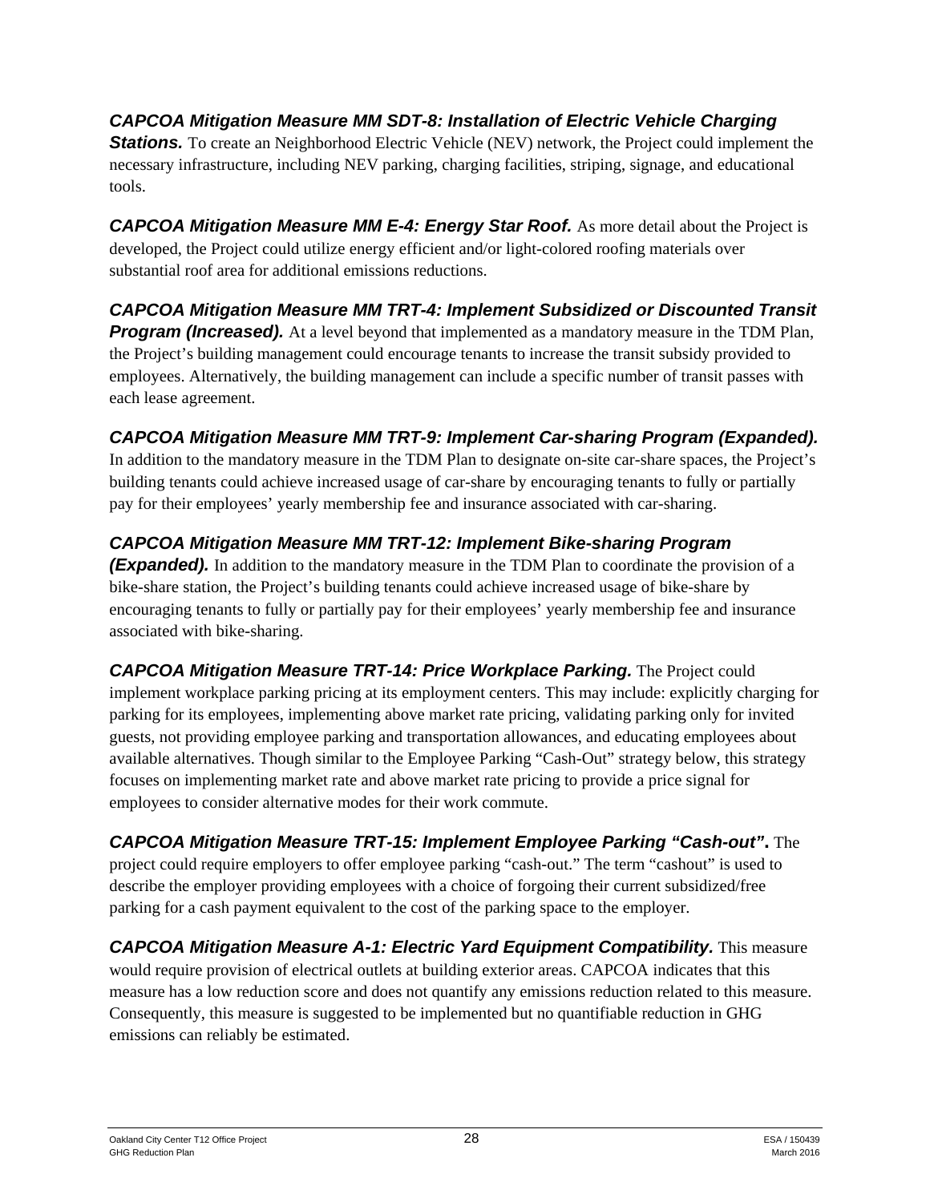***CAPCOA Mitigation Measure MM SDT-8: Installation of Electric Vehicle Charging Stations.*** To create an Neighborhood Electric Vehicle (NEV) network, the Project could implement the necessary infrastructure, including NEV parking, charging facilities, striping, signage, and educational tools.

***CAPCOA Mitigation Measure MM E-4: Energy Star Roof.*** As more detail about the Project is developed, the Project could utilize energy efficient and/or light-colored roofing materials over substantial roof area for additional emissions reductions.

***CAPCOA Mitigation Measure MM TRT-4: Implement Subsidized or Discounted Transit Program (Increased).*** At a level beyond that implemented as a mandatory measure in the TDM Plan, the Project's building management could encourage tenants to increase the transit subsidy provided to employees. Alternatively, the building management can include a specific number of transit passes with each lease agreement.

***CAPCOA Mitigation Measure MM TRT-9: Implement Car-sharing Program (Expanded).*** In addition to the mandatory measure in the TDM Plan to designate on-site car-share spaces, the Project's building tenants could achieve increased usage of car-share by encouraging tenants to fully or partially pay for their employees' yearly membership fee and insurance associated with car-sharing.

***CAPCOA Mitigation Measure MM TRT-12: Implement Bike-sharing Program (Expanded).*** In addition to the mandatory measure in the TDM Plan to coordinate the provision of a bike-share station, the Project's building tenants could achieve increased usage of bike-share by encouraging tenants to fully or partially pay for their employees' yearly membership fee and insurance associated with bike-sharing.

***CAPCOA Mitigation Measure TRT-14: Price Workplace Parking.*** The Project could implement workplace parking pricing at its employment centers. This may include: explicitly charging for parking for its employees, implementing above market rate pricing, validating parking only for invited guests, not providing employee parking and transportation allowances, and educating employees about available alternatives. Though similar to the Employee Parking "Cash-Out" strategy below, this strategy focuses on implementing market rate and above market rate pricing to provide a price signal for employees to consider alternative modes for their work commute.

***CAPCOA Mitigation Measure TRT-15: Implement Employee Parking "Cash-out".*** The project could require employers to offer employee parking "cash-out." The term "cashout" is used to describe the employer providing employees with a choice of forgoing their current subsidized/free parking for a cash payment equivalent to the cost of the parking space to the employer.

***CAPCOA Mitigation Measure A-1: Electric Yard Equipment Compatibility.*** This measure would require provision of electrical outlets at building exterior areas. CAPCOA indicates that this measure has a low reduction score and does not quantify any emissions reduction related to this measure. Consequently, this measure is suggested to be implemented but no quantifiable reduction in GHG emissions can reliably be estimated.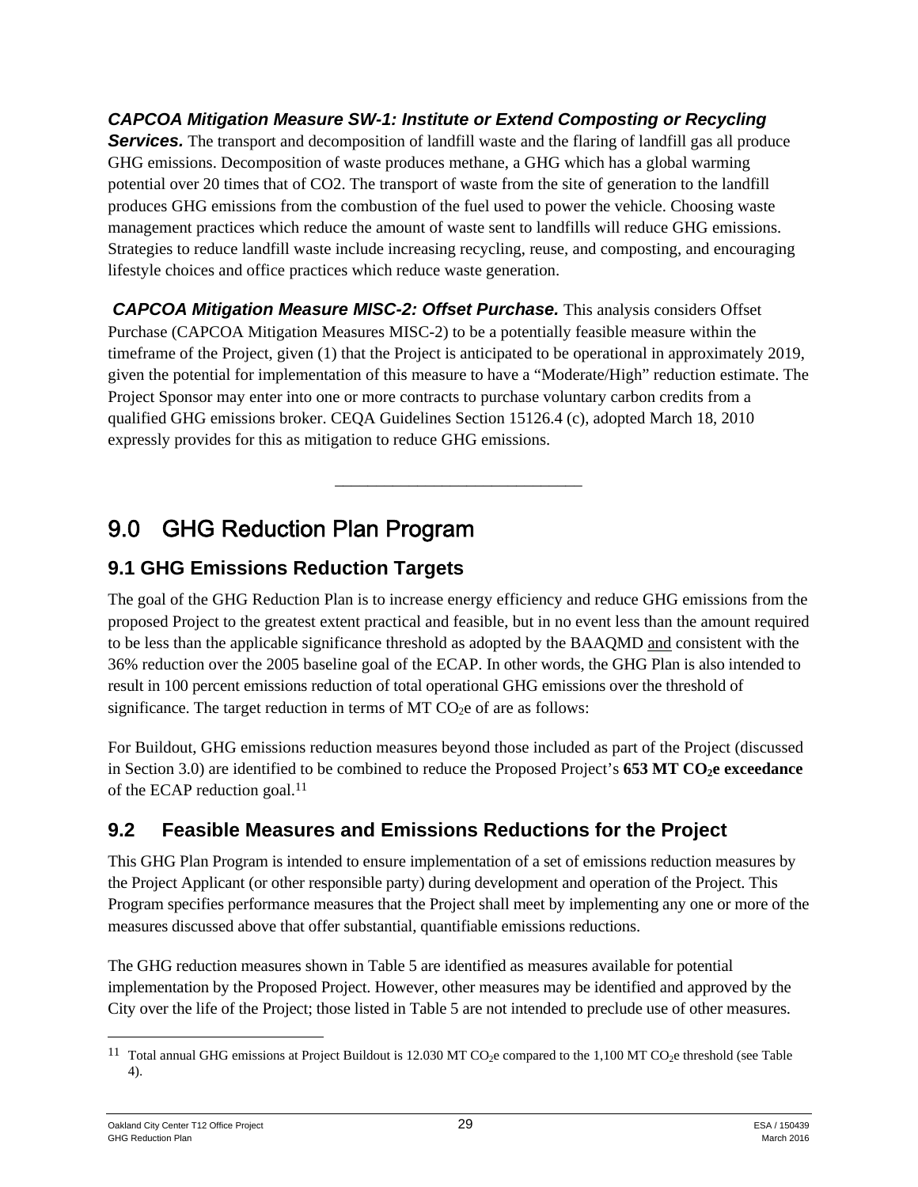***CAPCOA Mitigation Measure SW-1: Institute or Extend Composting or Recycling Services.*** The transport and decomposition of landfill waste and the flaring of landfill gas all produce GHG emissions. Decomposition of waste produces methane, a GHG which has a global warming potential over 20 times that of CO2. The transport of waste from the site of generation to the landfill produces GHG emissions from the combustion of the fuel used to power the vehicle. Choosing waste management practices which reduce the amount of waste sent to landfills will reduce GHG emissions. Strategies to reduce landfill waste include increasing recycling, reuse, and composting, and encouraging lifestyle choices and office practices which reduce waste generation.

***CAPCOA Mitigation Measure MISC-2: Offset Purchase.*** This analysis considers Offset Purchase (CAPCOA Mitigation Measures MISC-2) to be a potentially feasible measure within the timeframe of the Project, given (1) that the Project is anticipated to be operational in approximately 2019, given the potential for implementation of this measure to have a "Moderate/High" reduction estimate. The Project Sponsor may enter into one or more contracts to purchase voluntary carbon credits from a qualified GHG emissions broker. CEQA Guidelines Section 15126.4 (c), adopted March 18, 2010 expressly provides for this as mitigation to reduce GHG emissions.

---

# 9.0 GHG Reduction Plan Program

## 9.1 GHG Emissions Reduction Targets

The goal of the GHG Reduction Plan is to increase energy efficiency and reduce GHG emissions from the proposed Project to the greatest extent practical and feasible, but in no event less than the amount required to be less than the applicable significance threshold as adopted by the BAAQMD <u>and</u> consistent with the 36% reduction over the 2005 baseline goal of the ECAP. In other words, the GHG Plan is also intended to result in 100 percent emissions reduction of total operational GHG emissions over the threshold of significance. The target reduction in terms of MT $CO_2$e of are as follows:

For Buildout, GHG emissions reduction measures beyond those included as part of the Project (discussed in Section 3.0) are identified to be combined to reduce the Proposed Project's **653 MT $CO_2$e exceedance** of the ECAP reduction goal.[11]

## 9.2 Feasible Measures and Emissions Reductions for the Project

This GHG Plan Program is intended to ensure implementation of a set of emissions reduction measures by the Project Applicant (or other responsible party) during development and operation of the Project. This Program specifies performance measures that the Project shall meet by implementing any one or more of the measures discussed above that offer substantial, quantifiable emissions reductions.

The GHG reduction measures shown in Table 5 are identified as measures available for potential implementation by the Proposed Project. However, other measures may be identified and approved by the City over the life of the Project; those listed in Table 5 are not intended to preclude use of other measures.

---

[11] Total annual GHG emissions at Project Buildout is 12.030 MT $CO_2$e compared to the 1,100 MT $CO_2$e threshold (see Table 4).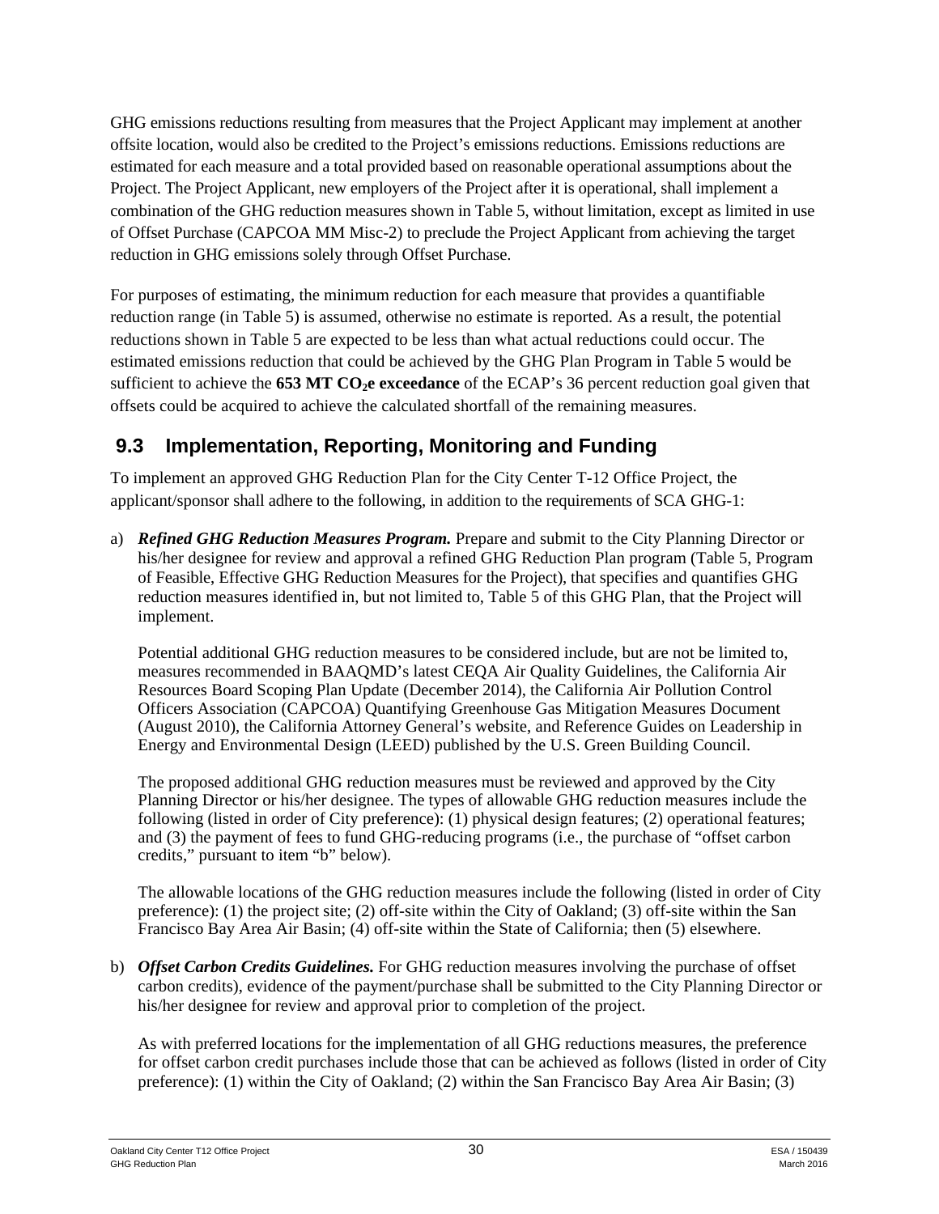GHG emissions reductions resulting from measures that the Project Applicant may implement at another offsite location, would also be credited to the Project's emissions reductions. Emissions reductions are estimated for each measure and a total provided based on reasonable operational assumptions about the Project. The Project Applicant, new employers of the Project after it is operational, shall implement a combination of the GHG reduction measures shown in Table 5, without limitation, except as limited in use of Offset Purchase (CAPCOA MM Misc-2) to preclude the Project Applicant from achieving the target reduction in GHG emissions solely through Offset Purchase.

For purposes of estimating, the minimum reduction for each measure that provides a quantifiable reduction range (in Table 5) is assumed, otherwise no estimate is reported. As a result, the potential reductions shown in Table 5 are expected to be less than what actual reductions could occur. The estimated emissions reduction that could be achieved by the GHG Plan Program in Table 5 would be sufficient to achieve the **653 MT $CO_2$e exceedance** of the ECAP's 36 percent reduction goal given that offsets could be acquired to achieve the calculated shortfall of the remaining measures.

## 9.3 Implementation, Reporting, Monitoring and Funding

To implement an approved GHG Reduction Plan for the City Center T-12 Office Project, the applicant/sponsor shall adhere to the following, in addition to the requirements of SCA GHG-1:

a) ***Refined GHG Reduction Measures Program.*** Prepare and submit to the City Planning Director or his/her designee for review and approval a refined GHG Reduction Plan program (Table 5, Program of Feasible, Effective GHG Reduction Measures for the Project), that specifies and quantifies GHG reduction measures identified in, but not limited to, Table 5 of this GHG Plan, that the Project will implement.

   Potential additional GHG reduction measures to be considered include, but are not be limited to, measures recommended in BAAQMD's latest CEQA Air Quality Guidelines, the California Air Resources Board Scoping Plan Update (December 2014), the California Air Pollution Control Officers Association (CAPCOA) Quantifying Greenhouse Gas Mitigation Measures Document (August 2010), the California Attorney General's website, and Reference Guides on Leadership in Energy and Environmental Design (LEED) published by the U.S. Green Building Council.

   The proposed additional GHG reduction measures must be reviewed and approved by the City Planning Director or his/her designee. The types of allowable GHG reduction measures include the following (listed in order of City preference): (1) physical design features; (2) operational features; and (3) the payment of fees to fund GHG-reducing programs (i.e., the purchase of "offset carbon credits," pursuant to item "b" below).

   The allowable locations of the GHG reduction measures include the following (listed in order of City preference): (1) the project site; (2) off-site within the City of Oakland; (3) off-site within the San Francisco Bay Area Air Basin; (4) off-site within the State of California; then (5) elsewhere.

b) ***Offset Carbon Credits Guidelines.*** For GHG reduction measures involving the purchase of offset carbon credits), evidence of the payment/purchase shall be submitted to the City Planning Director or his/her designee for review and approval prior to completion of the project.

   As with preferred locations for the implementation of all GHG reductions measures, the preference for offset carbon credit purchases include those that can be achieved as follows (listed in order of City preference): (1) within the City of Oakland; (2) within the San Francisco Bay Area Air Basin; (3)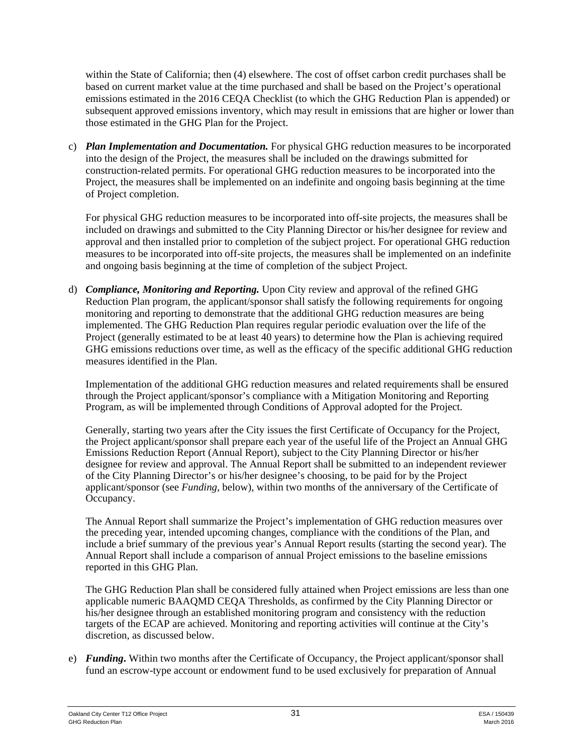within the State of California; then (4) elsewhere. The cost of offset carbon credit purchases shall be based on current market value at the time purchased and shall be based on the Project's operational emissions estimated in the 2016 CEQA Checklist (to which the GHG Reduction Plan is appended) or subsequent approved emissions inventory, which may result in emissions that are higher or lower than those estimated in the GHG Plan for the Project.

c) ***Plan Implementation and Documentation.*** For physical GHG reduction measures to be incorporated into the design of the Project, the measures shall be included on the drawings submitted for construction-related permits. For operational GHG reduction measures to be incorporated into the Project, the measures shall be implemented on an indefinite and ongoing basis beginning at the time of Project completion.

   For physical GHG reduction measures to be incorporated into off-site projects, the measures shall be included on drawings and submitted to the City Planning Director or his/her designee for review and approval and then installed prior to completion of the subject project. For operational GHG reduction measures to be incorporated into off-site projects, the measures shall be implemented on an indefinite and ongoing basis beginning at the time of completion of the subject Project.

d) ***Compliance, Monitoring and Reporting.*** Upon City review and approval of the refined GHG Reduction Plan program, the applicant/sponsor shall satisfy the following requirements for ongoing monitoring and reporting to demonstrate that the additional GHG reduction measures are being implemented. The GHG Reduction Plan requires regular periodic evaluation over the life of the Project (generally estimated to be at least 40 years) to determine how the Plan is achieving required GHG emissions reductions over time, as well as the efficacy of the specific additional GHG reduction measures identified in the Plan.

   Implementation of the additional GHG reduction measures and related requirements shall be ensured through the Project applicant/sponsor's compliance with a Mitigation Monitoring and Reporting Program, as will be implemented through Conditions of Approval adopted for the Project.

   Generally, starting two years after the City issues the first Certificate of Occupancy for the Project, the Project applicant/sponsor shall prepare each year of the useful life of the Project an Annual GHG Emissions Reduction Report (Annual Report), subject to the City Planning Director or his/her designee for review and approval. The Annual Report shall be submitted to an independent reviewer of the City Planning Director's or his/her designee's choosing, to be paid for by the Project applicant/sponsor (see *Funding*, below), within two months of the anniversary of the Certificate of Occupancy.

   The Annual Report shall summarize the Project's implementation of GHG reduction measures over the preceding year, intended upcoming changes, compliance with the conditions of the Plan, and include a brief summary of the previous year's Annual Report results (starting the second year). The Annual Report shall include a comparison of annual Project emissions to the baseline emissions reported in this GHG Plan.

   The GHG Reduction Plan shall be considered fully attained when Project emissions are less than one applicable numeric BAAQMD CEQA Thresholds, as confirmed by the City Planning Director or his/her designee through an established monitoring program and consistency with the reduction targets of the ECAP are achieved. Monitoring and reporting activities will continue at the City's discretion, as discussed below.

e) ***Funding*****.** Within two months after the Certificate of Occupancy, the Project applicant/sponsor shall fund an escrow-type account or endowment fund to be used exclusively for preparation of Annual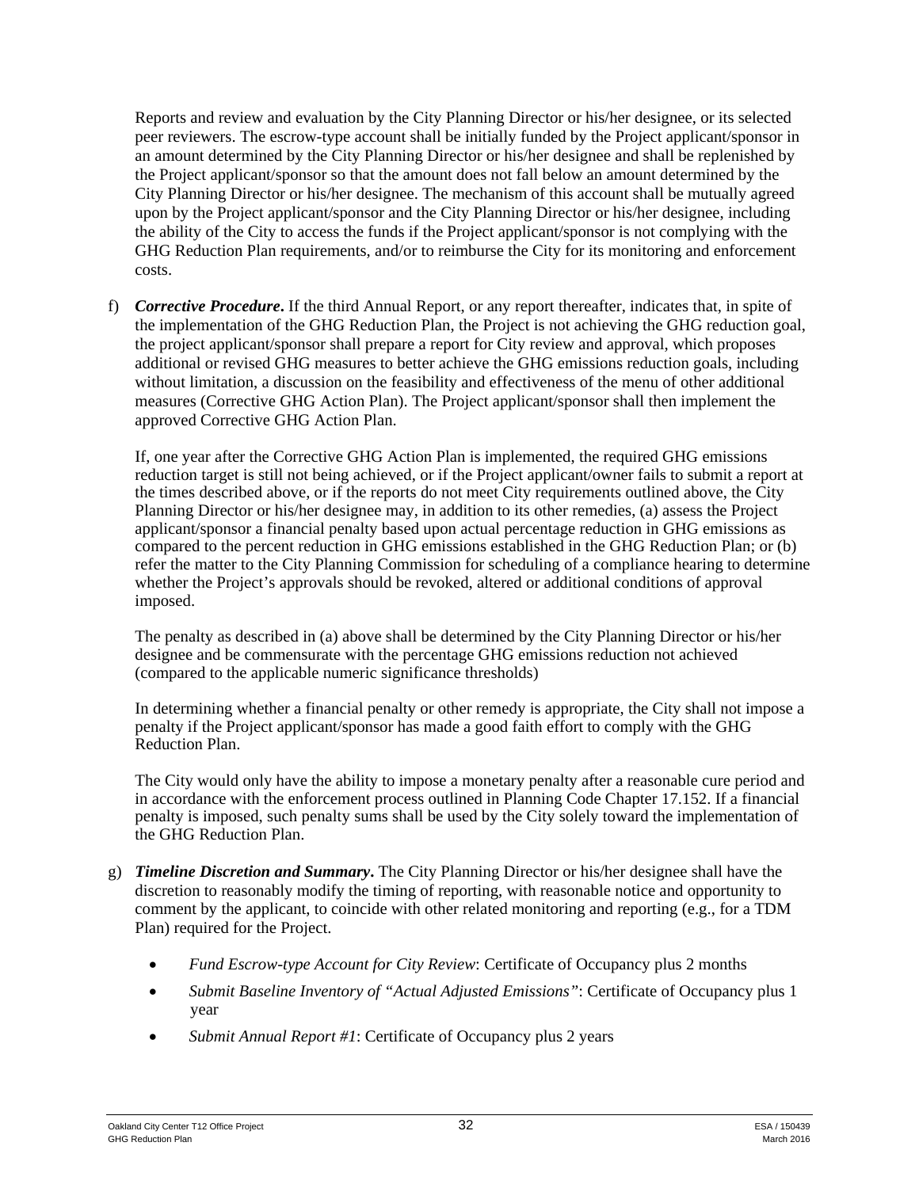Reports and review and evaluation by the City Planning Director or his/her designee, or its selected peer reviewers. The escrow-type account shall be initially funded by the Project applicant/sponsor in an amount determined by the City Planning Director or his/her designee and shall be replenished by the Project applicant/sponsor so that the amount does not fall below an amount determined by the City Planning Director or his/her designee. The mechanism of this account shall be mutually agreed upon by the Project applicant/sponsor and the City Planning Director or his/her designee, including the ability of the City to access the funds if the Project applicant/sponsor is not complying with the GHG Reduction Plan requirements, and/or to reimburse the City for its monitoring and enforcement costs.

f) ***Corrective Procedure*.** If the third Annual Report, or any report thereafter, indicates that, in spite of the implementation of the GHG Reduction Plan, the Project is not achieving the GHG reduction goal, the project applicant/sponsor shall prepare a report for City review and approval, which proposes additional or revised GHG measures to better achieve the GHG emissions reduction goals, including without limitation, a discussion on the feasibility and effectiveness of the menu of other additional measures (Corrective GHG Action Plan). The Project applicant/sponsor shall then implement the approved Corrective GHG Action Plan.

   If, one year after the Corrective GHG Action Plan is implemented, the required GHG emissions reduction target is still not being achieved, or if the Project applicant/owner fails to submit a report at the times described above, or if the reports do not meet City requirements outlined above, the City Planning Director or his/her designee may, in addition to its other remedies, (a) assess the Project applicant/sponsor a financial penalty based upon actual percentage reduction in GHG emissions as compared to the percent reduction in GHG emissions established in the GHG Reduction Plan; or (b) refer the matter to the City Planning Commission for scheduling of a compliance hearing to determine whether the Project's approvals should be revoked, altered or additional conditions of approval imposed.

   The penalty as described in (a) above shall be determined by the City Planning Director or his/her designee and be commensurate with the percentage GHG emissions reduction not achieved (compared to the applicable numeric significance thresholds)

   In determining whether a financial penalty or other remedy is appropriate, the City shall not impose a penalty if the Project applicant/sponsor has made a good faith effort to comply with the GHG Reduction Plan.

   The City would only have the ability to impose a monetary penalty after a reasonable cure period and in accordance with the enforcement process outlined in Planning Code Chapter 17.152. If a financial penalty is imposed, such penalty sums shall be used by the City solely toward the implementation of the GHG Reduction Plan.

g) ***Timeline Discretion and Summary*.** The City Planning Director or his/her designee shall have the discretion to reasonably modify the timing of reporting, with reasonable notice and opportunity to comment by the applicant, to coincide with other related monitoring and reporting (e.g., for a TDM Plan) required for the Project.

   - *Fund Escrow-type Account for City Review*: Certificate of Occupancy plus 2 months
   - *Submit Baseline Inventory of "Actual Adjusted Emissions"*: Certificate of Occupancy plus 1 year
   - *Submit Annual Report #1*: Certificate of Occupancy plus 2 years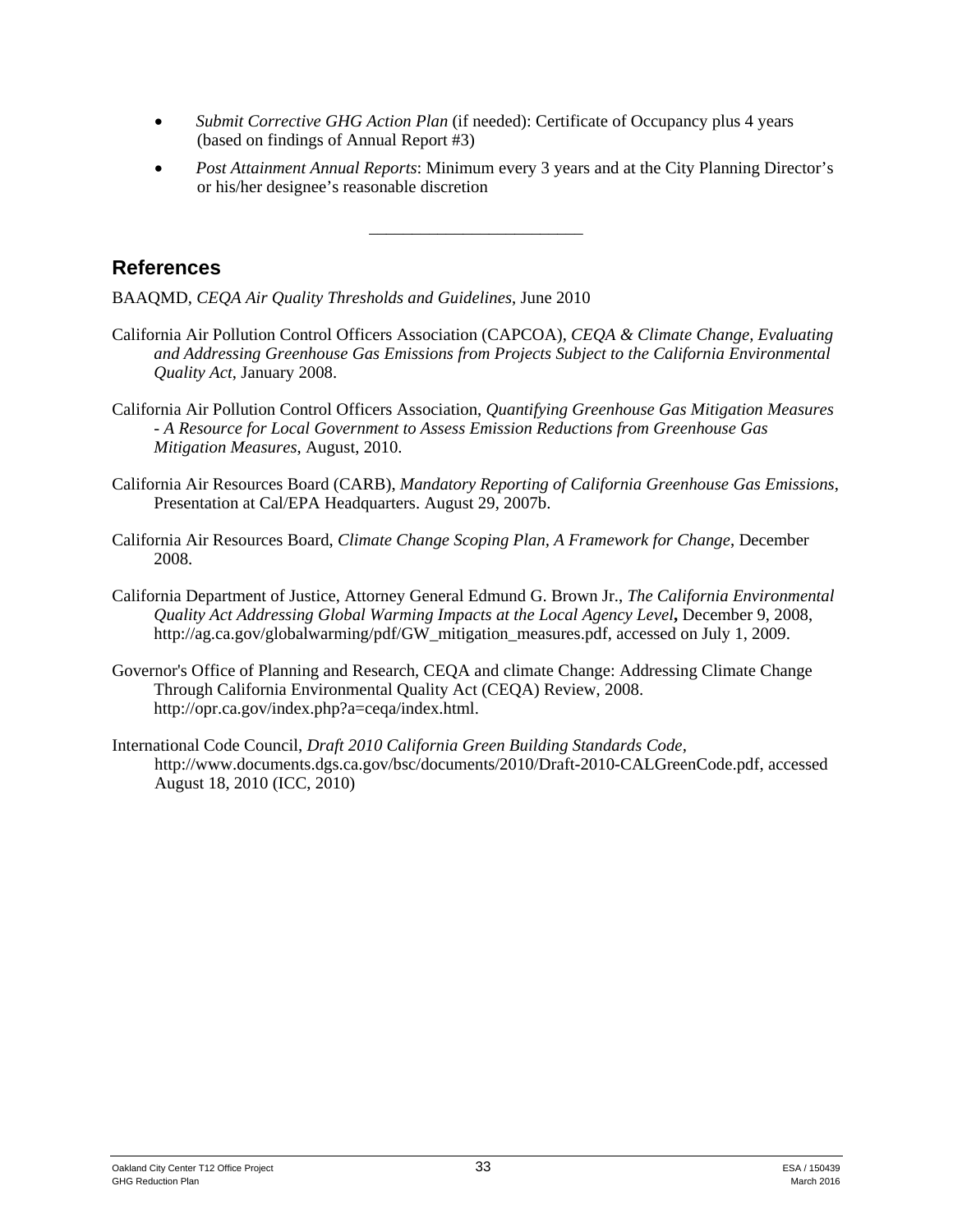- *Submit Corrective GHG Action Plan* (if needed): Certificate of Occupancy plus 4 years (based on findings of Annual Report #3)
- *Post Attainment Annual Reports*: Minimum every 3 years and at the City Planning Director's or his/her designee's reasonable discretion

\_\_\_\_\_\_\_\_\_\_\_\_\_\_\_\_\_\_\_\_\_\_\_\_\_\_

## References

BAAQMD, *CEQA Air Quality Thresholds and Guidelines*, June 2010

California Air Pollution Control Officers Association (CAPCOA), *CEQA & Climate Change, Evaluating and Addressing Greenhouse Gas Emissions from Projects Subject to the California Environmental Quality Act*, January 2008.

California Air Pollution Control Officers Association, *Quantifying Greenhouse Gas Mitigation Measures - A Resource for Local Government to Assess Emission Reductions from Greenhouse Gas Mitigation Measures*, August, 2010.

California Air Resources Board (CARB), *Mandatory Reporting of California Greenhouse Gas Emissions*, Presentation at Cal/EPA Headquarters. August 29, 2007b.

California Air Resources Board, *Climate Change Scoping Plan, A Framework for Change*, December 2008.

California Department of Justice, Attorney General Edmund G. Brown Jr., *The California Environmental Quality Act Addressing Global Warming Impacts at the Local Agency Level***,** December 9, 2008, http://ag.ca.gov/globalwarming/pdf/GW_mitigation_measures.pdf, accessed on July 1, 2009.

Governor's Office of Planning and Research, CEQA and climate Change: Addressing Climate Change Through California Environmental Quality Act (CEQA) Review, 2008. http://opr.ca.gov/index.php?a=ceqa/index.html.

International Code Council, *Draft 2010 California Green Building Standards Code*, http://www.documents.dgs.ca.gov/bsc/documents/2010/Draft-2010-CALGreenCode.pdf, accessed August 18, 2010 (ICC, 2010)